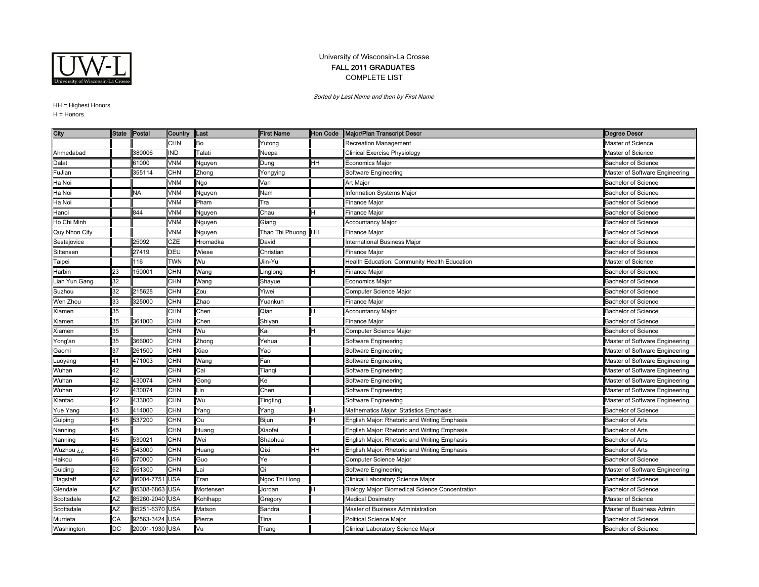University of Wisconsin-La Crosse

**FALL 2011 GRADUATES**

COMPLETE LIST

*Sorted by Last Name and then by First Name*

HH = Highest Honors

H = Honors

| City | State | Postal | Country | Last | First Name | Hon Code | Major/Plan Transcript Descr | Degree Descr |
|---|---|---|---|---|---|---|---|---|
| | | | CHN | Bo | Yutong | | Recreation Management | Master of Science |
| Ahmedabad | | 380006 | IND | Talati | Neepa | | Clinical Exercise Physiology | Master of Science |
| Dalat | | 61000 | VNM | Nguyen | Dung | HH | Economics Major | Bachelor of Science |
| FuJian | | 355114 | CHN | Zhong | Yongying | | Software Engineering | Master of Software Engineering |
| Ha Noi | | | VNM | Ngo | Van | | Art Major | Bachelor of Science |
| Ha Noi | | NA | VNM | Nguyen | Nam | | Information Systems Major | Bachelor of Science |
| Ha Noi | | | VNM | Pham | Tra | | Finance Major | Bachelor of Science |
| Hanoi | | 844 | VNM | Nguyen | Chau | H | Finance Major | Bachelor of Science |
| Ho Chi Minh | | | VNM | Nguyen | Giang | | Accountancy Major | Bachelor of Science |
| Quy Nhon City | | | VNM | Nguyen | Thao Thi Phuong | HH | Finance Major | Bachelor of Science |
| Sestajovice | | 25092 | CZE | Hromadka | David | | International Business Major | Bachelor of Science |
| Sittensen | | 27419 | DEU | Wiese | Christian | | Finance Major | Bachelor of Science |
| Taipei | | 116 | TWN | Wu | Jiin-Yu | | Health Education: Community Health Education | Master of Science |
| Harbin | 23 | 150001 | CHN | Wang | Linglong | H | Finance Major | Bachelor of Science |
| Lian Yun Gang | 32 | | CHN | Wang | Shayue | | Economics Major | Bachelor of Science |
| Suzhou | 32 | 215628 | CHN | Zou | Yiwei | | Computer Science Major | Bachelor of Science |
| Wen Zhou | 33 | 325000 | CHN | Zhao | Yuankun | | Finance Major | Bachelor of Science |
| Xiamen | 35 | | CHN | Chen | Qian | H | Accountancy Major | Bachelor of Science |
| Xiamen | 35 | 361000 | CHN | Chen | Shiyan | | Finance Major | Bachelor of Science |
| Xiamen | 35 | | CHN | Wu | Kai | H | Computer Science Major | Bachelor of Science |
| Yong'an | 35 | 366000 | CHN | Zhong | Yehua | | Software Engineering | Master of Software Engineering |
| Gaomi | 37 | 261500 | CHN | Xiao | Yao | | Software Engineering | Master of Software Engineering |
| Luoyang | 41 | 471003 | CHN | Wang | Fan | | Software Engineering | Master of Software Engineering |
| Wuhan | 42 | | CHN | Cai | Tianqi | | Software Engineering | Master of Software Engineering |
| Wuhan | 42 | 430074 | CHN | Gong | Ke | | Software Engineering | Master of Software Engineering |
| Wuhan | 42 | 430074 | CHN | Lin | Chen | | Software Engineering | Master of Software Engineering |
| Xiantao | 42 | 433000 | CHN | Wu | Tingting | | Software Engineering | Master of Software Engineering |
| Yue Yang | 43 | 414000 | CHN | Yang | Yang | H | Mathematics Major: Statistics Emphasis | Bachelor of Science |
| Guiping | 45 | 537200 | CHN | Ou | Bijun | H | English Major: Rhetoric and Writing Emphasis | Bachelor of Arts |
| Nanning | 45 | | CHN | Huang | Xiaofei | | English Major: Rhetoric and Writing Emphasis | Bachelor of Arts |
| Nanning | 45 | 530021 | CHN | Wei | Shaohua | | English Major: Rhetoric and Writing Emphasis | Bachelor of Arts |
| Wuzhou ¿¿ | 45 | 543000 | CHN | Huang | Qixi | HH | English Major: Rhetoric and Writing Emphasis | Bachelor of Arts |
| Haikou | 46 | 570000 | CHN | Guo | Ye | | Computer Science Major | Bachelor of Science |
| Guiding | 52 | 551300 | CHN | Lai | Qi | | Software Engineering | Master of Software Engineering |
| Flagstaff | AZ | 86004-7751 | USA | Tran | Ngoc Thi Hong | | Clinical Laboratory Science Major | Bachelor of Science |
| Glendale | AZ | 85308-6863 | USA | Mortensen | Jordan | H | Biology Major: Biomedical Science Concentration | Bachelor of Science |
| Scottsdale | AZ | 85260-2040 | USA | Kohlhapp | Gregory | | Medical Dosimetry | Master of Science |
| Scottsdale | AZ | 85251-6370 | USA | Matson | Sandra | | Master of Business Administration | Master of Business Admin |
| Murrieta | CA | 92563-3424 | USA | Pierce | Tina | | Political Science Major | Bachelor of Science |
| Washington | DC | 20001-1930 | USA | Vu | Trang | | Clinical Laboratory Science Major | Bachelor of Science |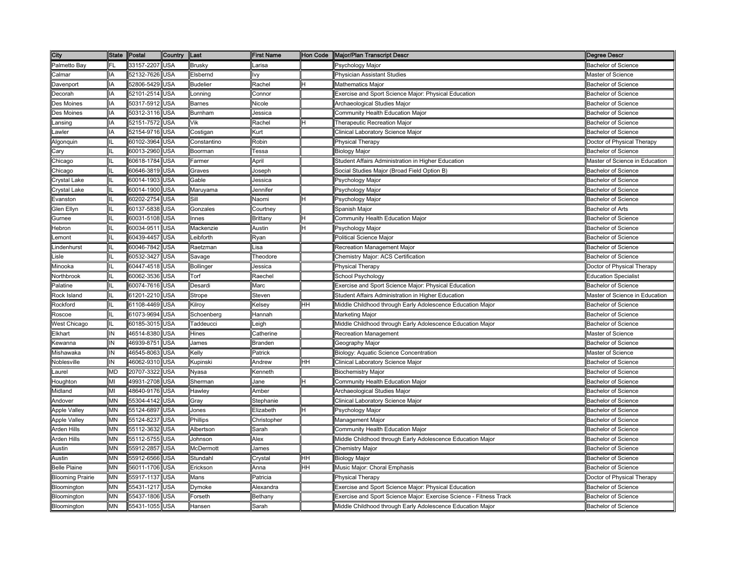| City | State | Postal | Country | Last | First Name | Hon Code | Major/Plan Transcript Descr | Degree Descr |
| --- | --- | --- | --- | --- | --- | --- | --- | --- |
| Palmetto Bay | FL | 33157-2207 | USA | Brusky | Larisa | | Psychology Major | Bachelor of Science |
| Calmar | IA | 52132-7626 | USA | Elsbernd | Ivy | | Physician Assistant Studies | Master of Science |
| Davenport | IA | 52806-5429 | USA | Budelier | Rachel | H | Mathematics Major | Bachelor of Science |
| Decorah | IA | 52101-2514 | USA | Lonning | Connor | | Exercise and Sport Science Major: Physical Education | Bachelor of Science |
| Des Moines | IA | 50317-5912 | USA | Barnes | Nicole | | Archaeological Studies Major | Bachelor of Science |
| Des Moines | IA | 50312-3116 | USA | Burnham | Jessica | | Community Health Education Major | Bachelor of Science |
| Lansing | IA | 52151-7572 | USA | Vik | Rachel | H | Therapeutic Recreation Major | Bachelor of Science |
| Lawler | IA | 52154-9716 | USA | Costigan | Kurt | | Clinical Laboratory Science Major | Bachelor of Science |
| Algonquin | IL | 60102-3964 | USA | Constantino | Robin | | Physical Therapy | Doctor of Physical Therapy |
| Cary | IL | 60013-2960 | USA | Boorman | Tessa | | Biology Major | Bachelor of Science |
| Chicago | IL | 60618-1784 | USA | Farmer | April | | Student Affairs Administration in Higher Education | Master of Science in Education |
| Chicago | IL | 60646-3819 | USA | Graves | Joseph | | Social Studies Major (Broad Field Option B) | Bachelor of Science |
| Crystal Lake | IL | 60014-1903 | USA | Gable | Jessica | | Psychology Major | Bachelor of Science |
| Crystal Lake | IL | 60014-1900 | USA | Maruyama | Jennifer | | Psychology Major | Bachelor of Science |
| Evanston | IL | 60202-2754 | USA | Sill | Naomi | H | Psychology Major | Bachelor of Science |
| Glen Ellyn | IL | 60137-5838 | USA | Gonzales | Courtney | | Spanish Major | Bachelor of Arts |
| Gurnee | IL | 60031-5108 | USA | Innes | Brittany | H | Community Health Education Major | Bachelor of Science |
| Hebron | IL | 60034-9511 | USA | Mackenzie | Austin | H | Psychology Major | Bachelor of Science |
| Lemont | IL | 60439-4457 | USA | Leibforth | Ryan | | Political Science Major | Bachelor of Science |
| Lindenhurst | IL | 60046-7842 | USA | Raetzman | Lisa | | Recreation Management Major | Bachelor of Science |
| Lisle | IL | 60532-3427 | USA | Savage | Theodore | | Chemistry Major: ACS Certification | Bachelor of Science |
| Minooka | IL | 60447-4518 | USA | Bollinger | Jessica | | Physical Therapy | Doctor of Physical Therapy |
| Northbrook | IL | 60062-3536 | USA | Torf | Raechel | | School Psychology | Education Specialist |
| Palatine | IL | 60074-7616 | USA | Desardi | Marc | | Exercise and Sport Science Major: Physical Education | Bachelor of Science |
| Rock Island | IL | 61201-2210 | USA | Strope | Steven | | Student Affairs Administration in Higher Education | Master of Science in Education |
| Rockford | IL | 61108-4469 | USA | Kilroy | Kelsey | HH | Middle Childhood through Early Adolescence Education Major | Bachelor of Science |
| Roscoe | IL | 61073-9694 | USA | Schoenberg | Hannah | | Marketing Major | Bachelor of Science |
| West Chicago | IL | 60185-3015 | USA | Taddeucci | Leigh | | Middle Childhood through Early Adolescence Education Major | Bachelor of Science |
| Elkhart | IN | 46514-8380 | USA | Hines | Catherine | | Recreation Management | Master of Science |
| Kewanna | IN | 46939-8751 | USA | James | Branden | | Geography Major | Bachelor of Science |
| Mishawaka | IN | 46545-8063 | USA | Kelly | Patrick | | Biology: Aquatic Science Concentration | Master of Science |
| Noblesville | IN | 46062-9310 | USA | Kupinski | Andrew | HH | Clinical Laboratory Science Major | Bachelor of Science |
| Laurel | MD | 20707-3322 | USA | Nyasa | Kenneth | | Biochemistry Major | Bachelor of Science |
| Houghton | MI | 49931-2708 | USA | Sherman | Jane | H | Community Health Education Major | Bachelor of Science |
| Midland | MI | 48640-9176 | USA | Hawley | Amber | | Archaeological Studies Major | Bachelor of Science |
| Andover | MN | 55304-4142 | USA | Gray | Stephanie | | Clinical Laboratory Science Major | Bachelor of Science |
| Apple Valley | MN | 55124-6897 | USA | Jones | Elizabeth | H | Psychology Major | Bachelor of Science |
| Apple Valley | MN | 55124-8237 | USA | Phillips | Christopher | | Management Major | Bachelor of Science |
| Arden Hills | MN | 55112-3632 | USA | Albertson | Sarah | | Community Health Education Major | Bachelor of Science |
| Arden Hills | MN | 55112-5755 | USA | Johnson | Alex | | Middle Childhood through Early Adolescence Education Major | Bachelor of Science |
| Austin | MN | 55912-2857 | USA | McDermott | James | | Chemistry Major | Bachelor of Science |
| Austin | MN | 55912-6566 | USA | Stundahl | Crystal | HH | Biology Major | Bachelor of Science |
| Belle Plaine | MN | 56011-1706 | USA | Erickson | Anna | HH | Music Major: Choral Emphasis | Bachelor of Science |
| Blooming Prairie | MN | 55917-1137 | USA | Mans | Patricia | | Physical Therapy | Doctor of Physical Therapy |
| Bloomington | MN | 55431-1217 | USA | Dymoke | Alexandra | | Exercise and Sport Science Major: Physical Education | Bachelor of Science |
| Bloomington | MN | 55437-1806 | USA | Forseth | Bethany | | Exercise and Sport Science Major: Exercise Science - Fitness Track | Bachelor of Science |
| Bloomington | MN | 55431-1055 | USA | Hansen | Sarah | | Middle Childhood through Early Adolescence Education Major | Bachelor of Science |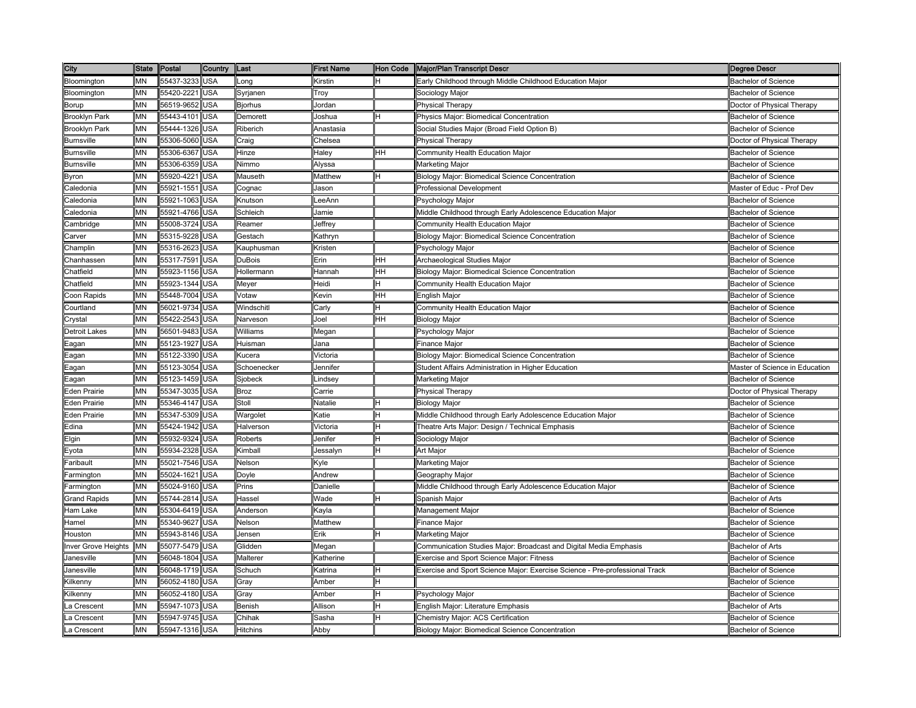| City | State | Postal | Country | Last | First Name | Hon Code | Major/Plan Transcript Descr | Degree Descr |
|---|---|---|---|---|---|---|---|---|
| Bloomington | MN | 55437-3233 | USA | Long | Kirstin | H | Early Childhood through Middle Childhood Education Major | Bachelor of Science |
| Bloomington | MN | 55420-2221 | USA | Syrjanen | Troy | | Sociology Major | Bachelor of Science |
| Borup | MN | 56519-9652 | USA | Bjorhus | Jordan | | Physical Therapy | Doctor of Physical Therapy |
| Brooklyn Park | MN | 55443-4101 | USA | Demorett | Joshua | H | Physics Major: Biomedical Concentration | Bachelor of Science |
| Brooklyn Park | MN | 55444-1326 | USA | Riberich | Anastasia | | Social Studies Major (Broad Field Option B) | Bachelor of Science |
| Burnsville | MN | 55306-5060 | USA | Craig | Chelsea | | Physical Therapy | Doctor of Physical Therapy |
| Burnsville | MN | 55306-6367 | USA | Hinze | Haley | HH | Community Health Education Major | Bachelor of Science |
| Burnsville | MN | 55306-6359 | USA | Nimmo | Alyssa | | Marketing Major | Bachelor of Science |
| Byron | MN | 55920-4221 | USA | Mauseth | Matthew | H | Biology Major: Biomedical Science Concentration | Bachelor of Science |
| Caledonia | MN | 55921-1551 | USA | Cognac | Jason | | Professional Development | Master of Educ - Prof Dev |
| Caledonia | MN | 55921-1063 | USA | Knutson | LeeAnn | | Psychology Major | Bachelor of Science |
| Caledonia | MN | 55921-4766 | USA | Schleich | Jamie | | Middle Childhood through Early Adolescence Education Major | Bachelor of Science |
| Cambridge | MN | 55008-3724 | USA | Reamer | Jeffrey | | Community Health Education Major | Bachelor of Science |
| Carver | MN | 55315-9228 | USA | Gestach | Kathryn | | Biology Major: Biomedical Science Concentration | Bachelor of Science |
| Champlin | MN | 55316-2623 | USA | Kauphusman | Kristen | | Psychology Major | Bachelor of Science |
| Chanhassen | MN | 55317-7591 | USA | DuBois | Erin | HH | Archaeological Studies Major | Bachelor of Science |
| Chatfield | MN | 55923-1156 | USA | Hollermann | Hannah | HH | Biology Major: Biomedical Science Concentration | Bachelor of Science |
| Chatfield | MN | 55923-1344 | USA | Meyer | Heidi | H | Community Health Education Major | Bachelor of Science |
| Coon Rapids | MN | 55448-7004 | USA | Votaw | Kevin | HH | English Major | Bachelor of Science |
| Courtland | MN | 56021-9734 | USA | Windschitl | Carly | H | Community Health Education Major | Bachelor of Science |
| Crystal | MN | 55422-2543 | USA | Narveson | Joel | HH | Biology Major | Bachelor of Science |
| Detroit Lakes | MN | 56501-9483 | USA | Williams | Megan | | Psychology Major | Bachelor of Science |
| Eagan | MN | 55123-1927 | USA | Huisman | Jana | | Finance Major | Bachelor of Science |
| Eagan | MN | 55122-3390 | USA | Kucera | Victoria | | Biology Major: Biomedical Science Concentration | Bachelor of Science |
| Eagan | MN | 55123-3054 | USA | Schoenecker | Jennifer | | Student Affairs Administration in Higher Education | Master of Science in Education |
| Eagan | MN | 55123-1459 | USA | Sjobeck | Lindsey | | Marketing Major | Bachelor of Science |
| Eden Prairie | MN | 55347-3035 | USA | Broz | Carrie | | Physical Therapy | Doctor of Physical Therapy |
| Eden Prairie | MN | 55346-4147 | USA | Stoll | Natalie | H | Biology Major | Bachelor of Science |
| Eden Prairie | MN | 55347-5309 | USA | Wargolet | Katie | H | Middle Childhood through Early Adolescence Education Major | Bachelor of Science |
| Edina | MN | 55424-1942 | USA | Halverson | Victoria | H | Theatre Arts Major: Design / Technical Emphasis | Bachelor of Science |
| Elgin | MN | 55932-9324 | USA | Roberts | Jenifer | H | Sociology Major | Bachelor of Science |
| Eyota | MN | 55934-2328 | USA | Kimball | Jessalyn | H | Art Major | Bachelor of Science |
| Faribault | MN | 55021-7546 | USA | Nelson | Kyle | | Marketing Major | Bachelor of Science |
| Farmington | MN | 55024-1621 | USA | Doyle | Andrew | | Geography Major | Bachelor of Science |
| Farmington | MN | 55024-9160 | USA | Prins | Danielle | | Middle Childhood through Early Adolescence Education Major | Bachelor of Science |
| Grand Rapids | MN | 55744-2814 | USA | Hassel | Wade | H | Spanish Major | Bachelor of Arts |
| Ham Lake | MN | 55304-6419 | USA | Anderson | Kayla | | Management Major | Bachelor of Science |
| Hamel | MN | 55340-9627 | USA | Nelson | Matthew | | Finance Major | Bachelor of Science |
| Houston | MN | 55943-8146 | USA | Jensen | Erik | H | Marketing Major | Bachelor of Science |
| Inver Grove Heights | MN | 55077-5479 | USA | Glidden | Megan | | Communication Studies Major: Broadcast and Digital Media Emphasis | Bachelor of Arts |
| Janesville | MN | 56048-1804 | USA | Malterer | Katherine | | Exercise and Sport Science Major: Fitness | Bachelor of Science |
| Janesville | MN | 56048-1719 | USA | Schuch | Katrina | H | Exercise and Sport Science Major: Exercise Science - Pre-professional Track | Bachelor of Science |
| Kilkenny | MN | 56052-4180 | USA | Gray | Amber | H | | Bachelor of Science |
| Kilkenny | MN | 56052-4180 | USA | Gray | Amber | H | Psychology Major | Bachelor of Science |
| La Crescent | MN | 55947-1073 | USA | Benish | Allison | H | English Major: Literature Emphasis | Bachelor of Arts |
| La Crescent | MN | 55947-9745 | USA | Chihak | Sasha | H | Chemistry Major: ACS Certification | Bachelor of Science |
| La Crescent | MN | 55947-1316 | USA | Hitchins | Abby | | Biology Major: Biomedical Science Concentration | Bachelor of Science |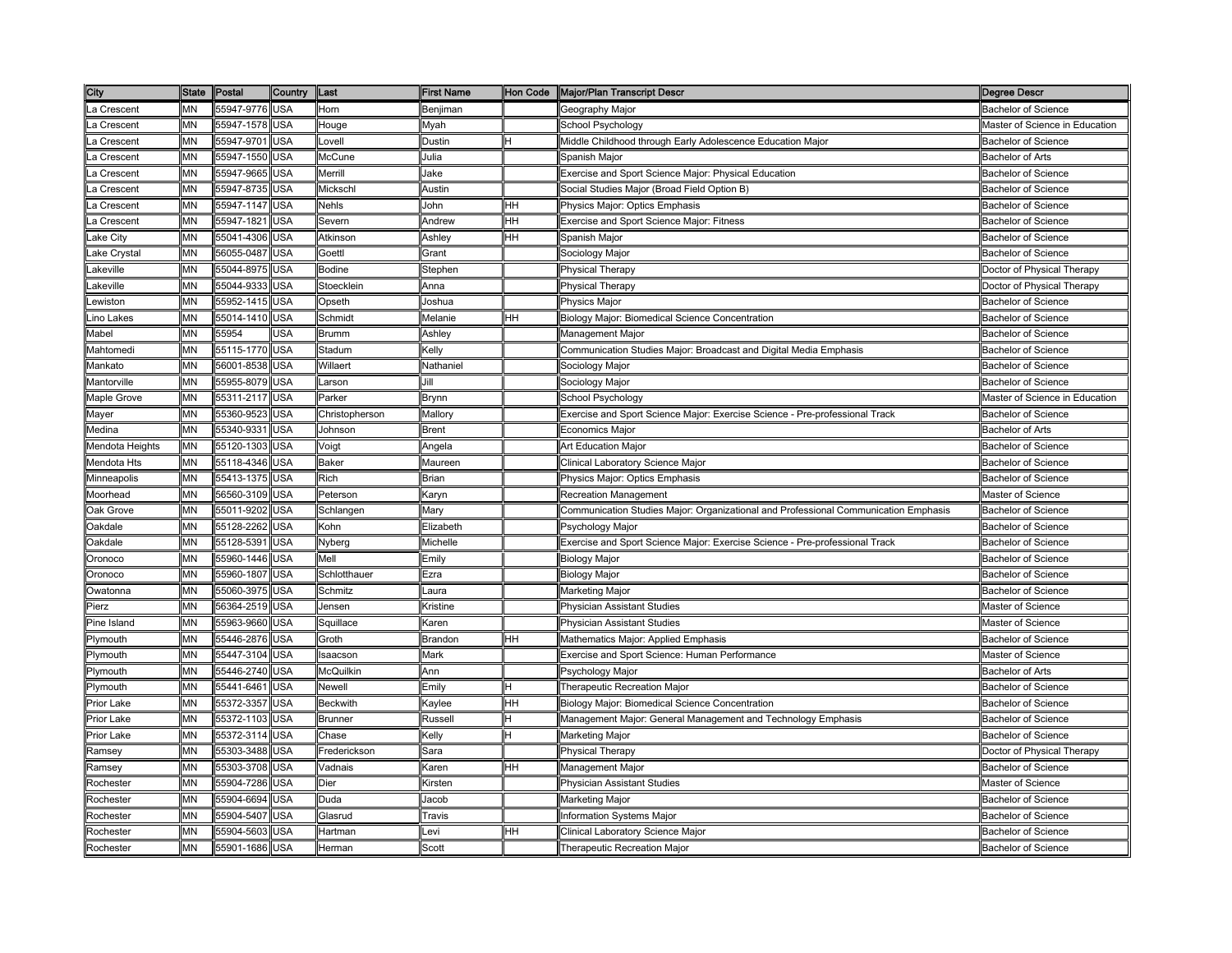| City | State | Postal | Country | Last | First Name | Hon Code | Major/Plan Transcript Descr | Degree Descr |
|---|---|---|---|---|---|---|---|---|
| La Crescent | MN | 55947-9776 | USA | Horn | Benjiman | | Geography Major | Bachelor of Science |
| La Crescent | MN | 55947-1578 | USA | Houge | Myah | | School Psychology | Master of Science in Education |
| La Crescent | MN | 55947-9701 | USA | Lovell | Dustin | H | Middle Childhood through Early Adolescence Education Major | Bachelor of Science |
| La Crescent | MN | 55947-1550 | USA | McCune | Julia | | Spanish Major | Bachelor of Arts |
| La Crescent | MN | 55947-9665 | USA | Merrill | Jake | | Exercise and Sport Science Major: Physical Education | Bachelor of Science |
| La Crescent | MN | 55947-8735 | USA | Mickschl | Austin | | Social Studies Major (Broad Field Option B) | Bachelor of Science |
| La Crescent | MN | 55947-1147 | USA | Nehls | John | HH | Physics Major: Optics Emphasis | Bachelor of Science |
| La Crescent | MN | 55947-1821 | USA | Severn | Andrew | HH | Exercise and Sport Science Major: Fitness | Bachelor of Science |
| Lake City | MN | 55041-4306 | USA | Atkinson | Ashley | HH | Spanish Major | Bachelor of Science |
| Lake Crystal | MN | 56055-0487 | USA | Goettl | Grant | | Sociology Major | Bachelor of Science |
| Lakeville | MN | 55044-8975 | USA | Bodine | Stephen | | Physical Therapy | Doctor of Physical Therapy |
| Lakeville | MN | 55044-9333 | USA | Stoecklein | Anna | | Physical Therapy | Doctor of Physical Therapy |
| Lewiston | MN | 55952-1415 | USA | Opseth | Joshua | | Physics Major | Bachelor of Science |
| Lino Lakes | MN | 55014-1410 | USA | Schmidt | Melanie | HH | Biology Major: Biomedical Science Concentration | Bachelor of Science |
| Mabel | MN | 55954 | USA | Brumm | Ashley | | Management Major | Bachelor of Science |
| Mahtomedi | MN | 55115-1770 | USA | Stadum | Kelly | | Communication Studies Major: Broadcast and Digital Media Emphasis | Bachelor of Science |
| Mankato | MN | 56001-8538 | USA | Willaert | Nathaniel | | Sociology Major | Bachelor of Science |
| Mantorville | MN | 55955-8079 | USA | Larson | Jill | | Sociology Major | Bachelor of Science |
| Maple Grove | MN | 55311-2117 | USA | Parker | Brynn | | School Psychology | Master of Science in Education |
| Mayer | MN | 55360-9523 | USA | Christopherson | Mallory | | Exercise and Sport Science Major: Exercise Science - Pre-professional Track | Bachelor of Science |
| Medina | MN | 55340-9331 | USA | Johnson | Brent | | Economics Major | Bachelor of Arts |
| Mendota Heights | MN | 55120-1303 | USA | Voigt | Angela | | Art Education Major | Bachelor of Science |
| Mendota Hts | MN | 55118-4346 | USA | Baker | Maureen | | Clinical Laboratory Science Major | Bachelor of Science |
| Minneapolis | MN | 55413-1375 | USA | Rich | Brian | | Physics Major: Optics Emphasis | Bachelor of Science |
| Moorhead | MN | 56560-3109 | USA | Peterson | Karyn | | Recreation Management | Master of Science |
| Oak Grove | MN | 55011-9202 | USA | Schlangen | Mary | | Communication Studies Major: Organizational and Professional Communication Emphasis | Bachelor of Science |
| Oakdale | MN | 55128-2262 | USA | Kohn | Elizabeth | | Psychology Major | Bachelor of Science |
| Oakdale | MN | 55128-5391 | USA | Nyberg | Michelle | | Exercise and Sport Science Major: Exercise Science - Pre-professional Track | Bachelor of Science |
| Oronoco | MN | 55960-1446 | USA | Mell | Emily | | Biology Major | Bachelor of Science |
| Oronoco | MN | 55960-1807 | USA | Schlotthauer | Ezra | | Biology Major | Bachelor of Science |
| Owatonna | MN | 55060-3975 | USA | Schmitz | Laura | | Marketing Major | Bachelor of Science |
| Pierz | MN | 56364-2519 | USA | Jensen | Kristine | | Physician Assistant Studies | Master of Science |
| Pine Island | MN | 55963-9660 | USA | Squillace | Karen | | Physician Assistant Studies | Master of Science |
| Plymouth | MN | 55446-2876 | USA | Groth | Brandon | HH | Mathematics Major: Applied Emphasis | Bachelor of Science |
| Plymouth | MN | 55447-3104 | USA | Isaacson | Mark | | Exercise and Sport Science: Human Performance | Master of Science |
| Plymouth | MN | 55446-2740 | USA | McQuilkin | Ann | | Psychology Major | Bachelor of Arts |
| Plymouth | MN | 55441-6461 | USA | Newell | Emily | H | Therapeutic Recreation Major | Bachelor of Science |
| Prior Lake | MN | 55372-3357 | USA | Beckwith | Kaylee | HH | Biology Major: Biomedical Science Concentration | Bachelor of Science |
| Prior Lake | MN | 55372-1103 | USA | Brunner | Russell | H | Management Major: General Management and Technology Emphasis | Bachelor of Science |
| Prior Lake | MN | 55372-3114 | USA | Chase | Kelly | H | Marketing Major | Bachelor of Science |
| Ramsey | MN | 55303-3488 | USA | Frederickson | Sara | | Physical Therapy | Doctor of Physical Therapy |
| Ramsey | MN | 55303-3708 | USA | Vadnais | Karen | HH | Management Major | Bachelor of Science |
| Rochester | MN | 55904-7286 | USA | Dier | Kirsten | | Physician Assistant Studies | Master of Science |
| Rochester | MN | 55904-6694 | USA | Duda | Jacob | | Marketing Major | Bachelor of Science |
| Rochester | MN | 55904-5407 | USA | Glasrud | Travis | | Information Systems Major | Bachelor of Science |
| Rochester | MN | 55904-5603 | USA | Hartman | Levi | HH | Clinical Laboratory Science Major | Bachelor of Science |
| Rochester | MN | 55901-1686 | USA | Herman | Scott | | Therapeutic Recreation Major | Bachelor of Science |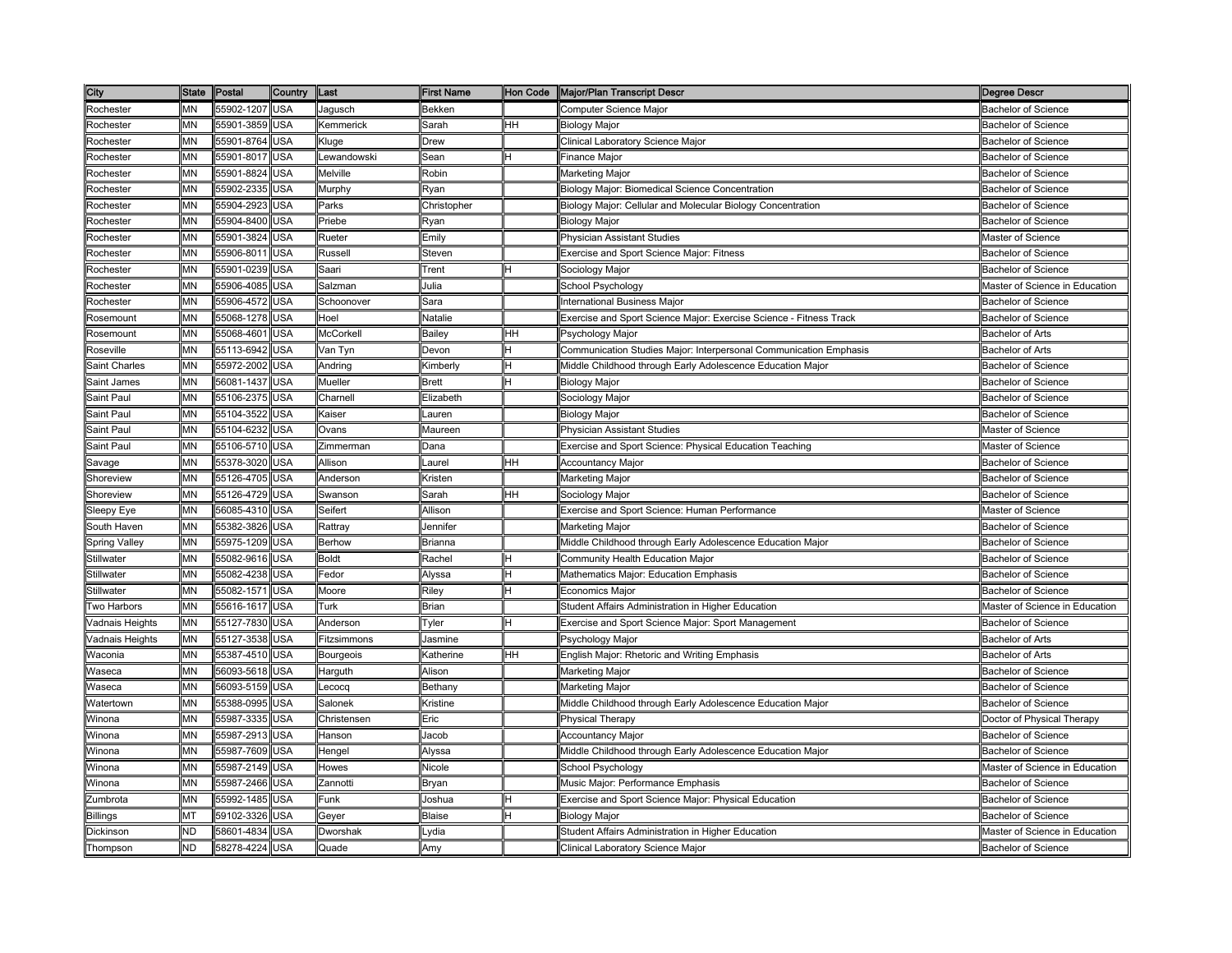| City | State | Postal | Country | Last | First Name | Hon Code | Major/Plan Transcript Descr | Degree Descr |
|---|---|---|---|---|---|---|---|---|
| Rochester | MN | 55902-1207 | USA | Jagusch | Bekken | | Computer Science Major | Bachelor of Science |
| Rochester | MN | 55901-3859 | USA | Kemmerick | Sarah | HH | Biology Major | Bachelor of Science |
| Rochester | MN | 55901-8764 | USA | Kluge | Drew | | Clinical Laboratory Science Major | Bachelor of Science |
| Rochester | MN | 55901-8017 | USA | Lewandowski | Sean | H | Finance Major | Bachelor of Science |
| Rochester | MN | 55901-8824 | USA | Melville | Robin | | Marketing Major | Bachelor of Science |
| Rochester | MN | 55902-2335 | USA | Murphy | Ryan | | Biology Major: Biomedical Science Concentration | Bachelor of Science |
| Rochester | MN | 55904-2923 | USA | Parks | Christopher | | Biology Major: Cellular and Molecular Biology Concentration | Bachelor of Science |
| Rochester | MN | 55904-8400 | USA | Priebe | Ryan | | Biology Major | Bachelor of Science |
| Rochester | MN | 55901-3824 | USA | Rueter | Emily | | Physician Assistant Studies | Master of Science |
| Rochester | MN | 55906-8011 | USA | Russell | Steven | | Exercise and Sport Science Major: Fitness | Bachelor of Science |
| Rochester | MN | 55901-0239 | USA | Saari | Trent | H | Sociology Major | Bachelor of Science |
| Rochester | MN | 55906-4085 | USA | Salzman | Julia | | School Psychology | Master of Science in Education |
| Rochester | MN | 55906-4572 | USA | Schoonover | Sara | | International Business Major | Bachelor of Science |
| Rosemount | MN | 55068-1278 | USA | Hoel | Natalie | | Exercise and Sport Science Major: Exercise Science - Fitness Track | Bachelor of Science |
| Rosemount | MN | 55068-4601 | USA | McCorkell | Bailey | HH | Psychology Major | Bachelor of Arts |
| Roseville | MN | 55113-6942 | USA | Van Tyn | Devon | H | Communication Studies Major: Interpersonal Communication Emphasis | Bachelor of Arts |
| Saint Charles | MN | 55972-2002 | USA | Andring | Kimberly | H | Middle Childhood through Early Adolescence Education Major | Bachelor of Science |
| Saint James | MN | 56081-1437 | USA | Mueller | Brett | H | Biology Major | Bachelor of Science |
| Saint Paul | MN | 55106-2375 | USA | Charnell | Elizabeth | | Sociology Major | Bachelor of Science |
| Saint Paul | MN | 55104-3522 | USA | Kaiser | Lauren | | Biology Major | Bachelor of Science |
| Saint Paul | MN | 55104-6232 | USA | Ovans | Maureen | | Physician Assistant Studies | Master of Science |
| Saint Paul | MN | 55106-5710 | USA | Zimmerman | Dana | | Exercise and Sport Science: Physical Education Teaching | Master of Science |
| Savage | MN | 55378-3020 | USA | Allison | Laurel | HH | Accountancy Major | Bachelor of Science |
| Shoreview | MN | 55126-4705 | USA | Anderson | Kristen | | Marketing Major | Bachelor of Science |
| Shoreview | MN | 55126-4729 | USA | Swanson | Sarah | HH | Sociology Major | Bachelor of Science |
| Sleepy Eye | MN | 56085-4310 | USA | Seifert | Allison | | Exercise and Sport Science: Human Performance | Master of Science |
| South Haven | MN | 55382-3826 | USA | Rattray | Jennifer | | Marketing Major | Bachelor of Science |
| Spring Valley | MN | 55975-1209 | USA | Berhow | Brianna | | Middle Childhood through Early Adolescence Education Major | Bachelor of Science |
| Stillwater | MN | 55082-9616 | USA | Boldt | Rachel | H | Community Health Education Major | Bachelor of Science |
| Stillwater | MN | 55082-4238 | USA | Fedor | Alyssa | H | Mathematics Major: Education Emphasis | Bachelor of Science |
| Stillwater | MN | 55082-1571 | USA | Moore | Riley | H | Economics Major | Bachelor of Science |
| Two Harbors | MN | 55616-1617 | USA | Turk | Brian | | Student Affairs Administration in Higher Education | Master of Science in Education |
| Vadnais Heights | MN | 55127-7830 | USA | Anderson | Tyler | H | Exercise and Sport Science Major: Sport Management | Bachelor of Science |
| Vadnais Heights | MN | 55127-3538 | USA | Fitzsimmons | Jasmine | | Psychology Major | Bachelor of Arts |
| Waconia | MN | 55387-4510 | USA | Bourgeois | Katherine | HH | English Major: Rhetoric and Writing Emphasis | Bachelor of Arts |
| Waseca | MN | 56093-5618 | USA | Harguth | Alison | | Marketing Major | Bachelor of Science |
| Waseca | MN | 56093-5159 | USA | Lecocq | Bethany | | Marketing Major | Bachelor of Science |
| Watertown | MN | 55388-0995 | USA | Salonek | Kristine | | Middle Childhood through Early Adolescence Education Major | Bachelor of Science |
| Winona | MN | 55987-3335 | USA | Christensen | Eric | | Physical Therapy | Doctor of Physical Therapy |
| Winona | MN | 55987-2913 | USA | Hanson | Jacob | | Accountancy Major | Bachelor of Science |
| Winona | MN | 55987-7609 | USA | Hengel | Alyssa | | Middle Childhood through Early Adolescence Education Major | Bachelor of Science |
| Winona | MN | 55987-2149 | USA | Howes | Nicole | | School Psychology | Master of Science in Education |
| Winona | MN | 55987-2466 | USA | Zannotti | Bryan | | Music Major: Performance Emphasis | Bachelor of Science |
| Zumbrota | MN | 55992-1485 | USA | Funk | Joshua | H | Exercise and Sport Science Major: Physical Education | Bachelor of Science |
| Billings | MT | 59102-3326 | USA | Geyer | Blaise | H | Biology Major | Bachelor of Science |
| Dickinson | ND | 58601-4834 | USA | Dworshak | Lydia | | Student Affairs Administration in Higher Education | Master of Science in Education |
| Thompson | ND | 58278-4224 | USA | Quade | Amy | | Clinical Laboratory Science Major | Bachelor of Science |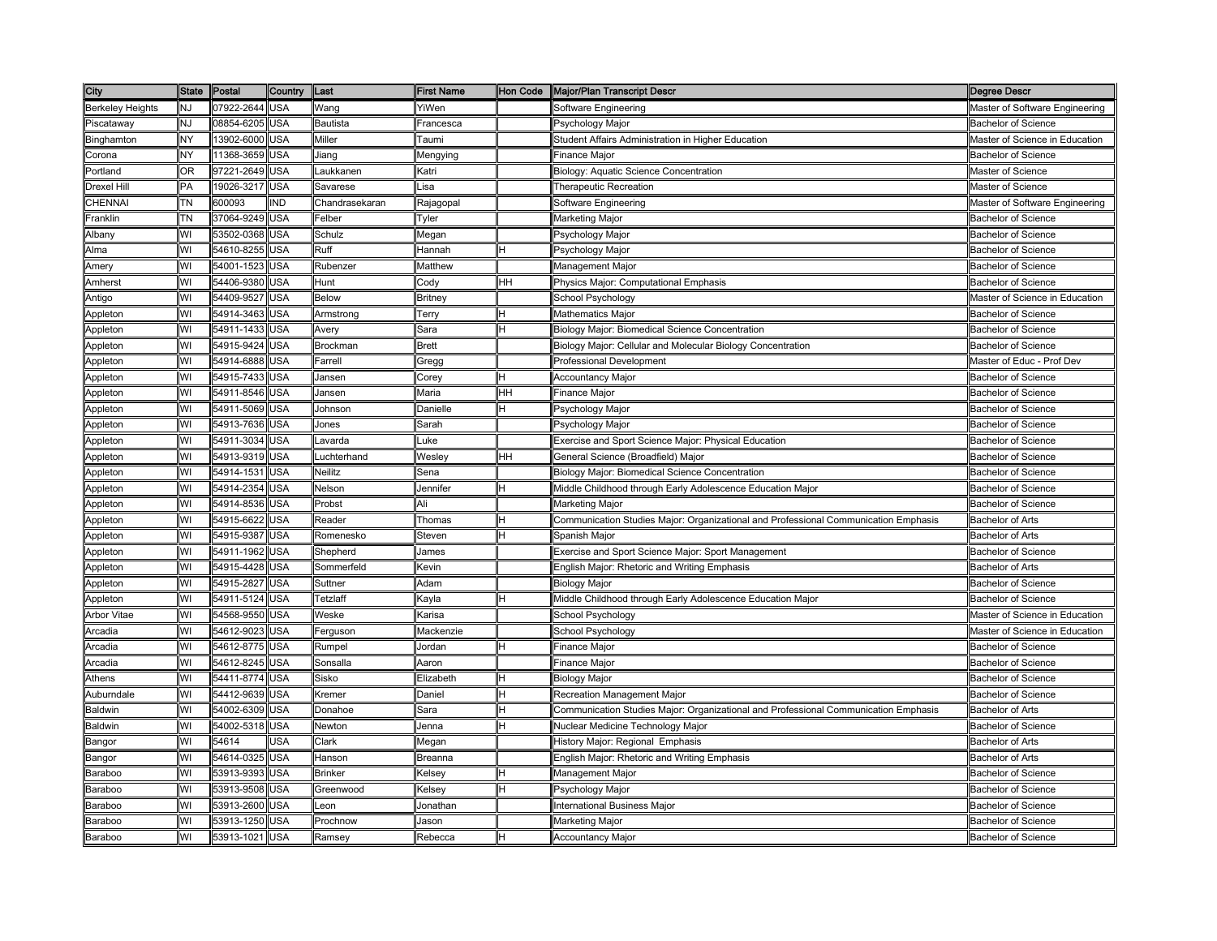| City | State | Postal | Country | Last | First Name | Hon Code | Major/Plan Transcript Descr | Degree Descr |
|---|---|---|---|---|---|---|---|---|
| Berkeley Heights | NJ | 07922-2644 | USA | Wang | YiWen | | Software Engineering | Master of Software Engineering |
| Piscataway | NJ | 08854-6205 | USA | Bautista | Francesca | | Psychology Major | Bachelor of Science |
| Binghamton | NY | 13902-6000 | USA | Miller | Taumi | | Student Affairs Administration in Higher Education | Master of Science in Education |
| Corona | NY | 11368-3659 | USA | Jiang | Mengying | | Finance Major | Bachelor of Science |
| Portland | OR | 97221-2649 | USA | Laukkanen | Katri | | Biology: Aquatic Science Concentration | Master of Science |
| Drexel Hill | PA | 19026-3217 | USA | Savarese | Lisa | | Therapeutic Recreation | Master of Science |
| CHENNAI | TN | 600093 | IND | Chandrasekaran | Rajagopal | | Software Engineering | Master of Software Engineering |
| Franklin | TN | 37064-9249 | USA | Felber | Tyler | | Marketing Major | Bachelor of Science |
| Albany | WI | 53502-0368 | USA | Schulz | Megan | | Psychology Major | Bachelor of Science |
| Alma | WI | 54610-8255 | USA | Ruff | Hannah | H | Psychology Major | Bachelor of Science |
| Amery | WI | 54001-1523 | USA | Rubenzer | Matthew | | Management Major | Bachelor of Science |
| Amherst | WI | 54406-9380 | USA | Hunt | Cody | HH | Physics Major: Computational Emphasis | Bachelor of Science |
| Antigo | WI | 54409-9527 | USA | Below | Britney | | School Psychology | Master of Science in Education |
| Appleton | WI | 54914-3463 | USA | Armstrong | Terry | H | Mathematics Major | Bachelor of Science |
| Appleton | WI | 54911-1433 | USA | Avery | Sara | H | Biology Major: Biomedical Science Concentration | Bachelor of Science |
| Appleton | WI | 54915-9424 | USA | Brockman | Brett | | Biology Major: Cellular and Molecular Biology Concentration | Bachelor of Science |
| Appleton | WI | 54914-6888 | USA | Farrell | Gregg | | Professional Development | Master of Educ - Prof Dev |
| Appleton | WI | 54915-7433 | USA | Jansen | Corey | H | Accountancy Major | Bachelor of Science |
| Appleton | WI | 54911-8546 | USA | Jansen | Maria | HH | Finance Major | Bachelor of Science |
| Appleton | WI | 54911-5069 | USA | Johnson | Danielle | H | Psychology Major | Bachelor of Science |
| Appleton | WI | 54913-7636 | USA | Jones | Sarah | | Psychology Major | Bachelor of Science |
| Appleton | WI | 54911-3034 | USA | Lavarda | Luke | | Exercise and Sport Science Major: Physical Education | Bachelor of Science |
| Appleton | WI | 54913-9319 | USA | Luchterhand | Wesley | HH | General Science (Broadfield) Major | Bachelor of Science |
| Appleton | WI | 54914-1531 | USA | Neilitz | Sena | | Biology Major: Biomedical Science Concentration | Bachelor of Science |
| Appleton | WI | 54914-2354 | USA | Nelson | Jennifer | H | Middle Childhood through Early Adolescence Education Major | Bachelor of Science |
| Appleton | WI | 54914-8536 | USA | Probst | Ali | | Marketing Major | Bachelor of Science |
| Appleton | WI | 54915-6622 | USA | Reader | Thomas | H | Communication Studies Major: Organizational and Professional Communication Emphasis | Bachelor of Arts |
| Appleton | WI | 54915-9387 | USA | Romenesko | Steven | H | Spanish Major | Bachelor of Arts |
| Appleton | WI | 54911-1962 | USA | Shepherd | James | | Exercise and Sport Science Major: Sport Management | Bachelor of Science |
| Appleton | WI | 54915-4428 | USA | Sommerfeld | Kevin | | English Major: Rhetoric and Writing Emphasis | Bachelor of Arts |
| Appleton | WI | 54915-2827 | USA | Suttner | Adam | | Biology Major | Bachelor of Science |
| Appleton | WI | 54911-5124 | USA | Tetzlaff | Kayla | H | Middle Childhood through Early Adolescence Education Major | Bachelor of Science |
| Arbor Vitae | WI | 54568-9550 | USA | Weske | Karisa | | School Psychology | Master of Science in Education |
| Arcadia | WI | 54612-9023 | USA | Ferguson | Mackenzie | | School Psychology | Master of Science in Education |
| Arcadia | WI | 54612-8775 | USA | Rumpel | Jordan | H | Finance Major | Bachelor of Science |
| Arcadia | WI | 54612-8245 | USA | Sonsalla | Aaron | | Finance Major | Bachelor of Science |
| Athens | WI | 54411-8774 | USA | Sisko | Elizabeth | H | Biology Major | Bachelor of Science |
| Auburndale | WI | 54412-9639 | USA | Kremer | Daniel | H | Recreation Management Major | Bachelor of Science |
| Baldwin | WI | 54002-6309 | USA | Donahoe | Sara | H | Communication Studies Major: Organizational and Professional Communication Emphasis | Bachelor of Arts |
| Baldwin | WI | 54002-5318 | USA | Newton | Jenna | H | Nuclear Medicine Technology Major | Bachelor of Science |
| Bangor | WI | 54614 | USA | Clark | Megan | | History Major: Regional Emphasis | Bachelor of Arts |
| Bangor | WI | 54614-0325 | USA | Hanson | Breanna | | English Major: Rhetoric and Writing Emphasis | Bachelor of Arts |
| Baraboo | WI | 53913-9393 | USA | Brinker | Kelsey | H | Management Major | Bachelor of Science |
| Baraboo | WI | 53913-9508 | USA | Greenwood | Kelsey | H | Psychology Major | Bachelor of Science |
| Baraboo | WI | 53913-2600 | USA | Leon | Jonathan | | International Business Major | Bachelor of Science |
| Baraboo | WI | 53913-1250 | USA | Prochnow | Jason | | Marketing Major | Bachelor of Science |
| Baraboo | WI | 53913-1021 | USA | Ramsey | Rebecca | H | Accountancy Major | Bachelor of Science |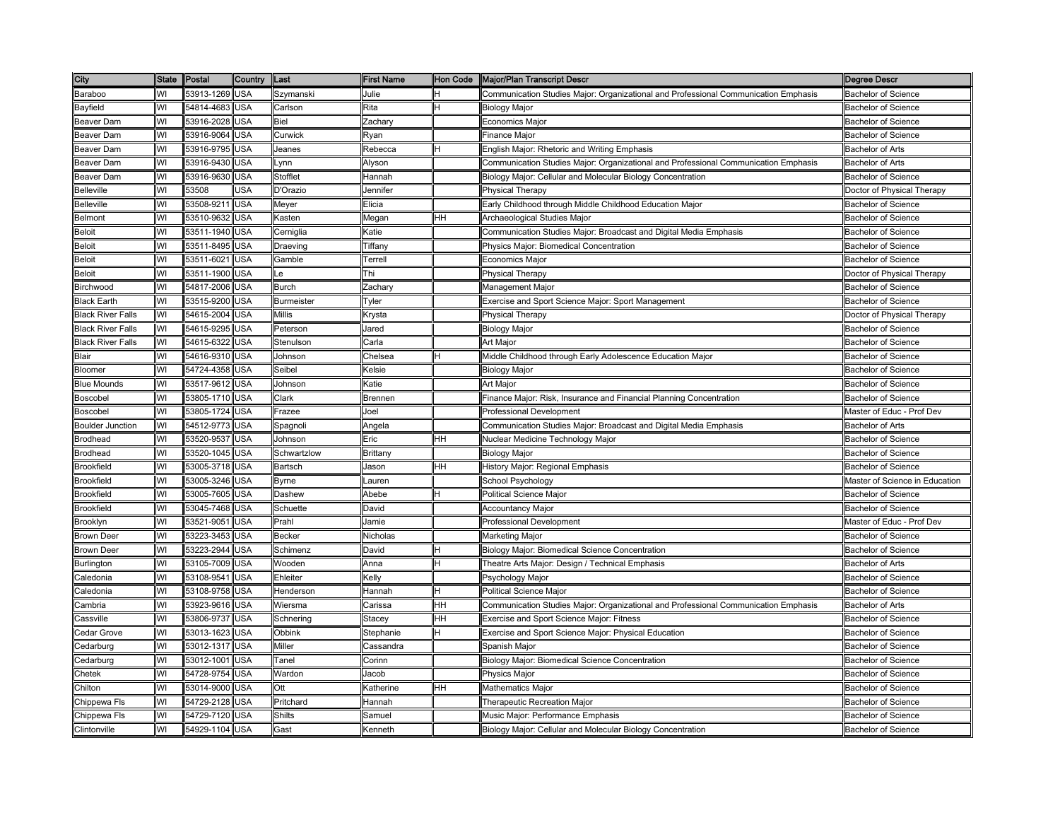| City | State | Postal | Country | Last | First Name | Hon Code | Major/Plan Transcript Descr | Degree Descr |
|---|---|---|---|---|---|---|---|---|
| Baraboo | WI | 53913-1269 | USA | Szymanski | Julie | H | Communication Studies Major: Organizational and Professional Communication Emphasis | Bachelor of Science |
| Bayfield | WI | 54814-4683 | USA | Carlson | Rita | H | Biology Major | Bachelor of Science |
| Beaver Dam | WI | 53916-2028 | USA | Biel | Zachary | | Economics Major | Bachelor of Science |
| Beaver Dam | WI | 53916-9064 | USA | Curwick | Ryan | | Finance Major | Bachelor of Science |
| Beaver Dam | WI | 53916-9795 | USA | Jeanes | Rebecca | H | English Major: Rhetoric and Writing Emphasis | Bachelor of Arts |
| Beaver Dam | WI | 53916-9430 | USA | Lynn | Alyson | | Communication Studies Major: Organizational and Professional Communication Emphasis | Bachelor of Arts |
| Beaver Dam | WI | 53916-9630 | USA | Stofflet | Hannah | | Biology Major: Cellular and Molecular Biology Concentration | Bachelor of Science |
| Belleville | WI | 53508 | USA | D'Orazio | Jennifer | | Physical Therapy | Doctor of Physical Therapy |
| Belleville | WI | 53508-9211 | USA | Meyer | Elicia | | Early Childhood through Middle Childhood Education Major | Bachelor of Science |
| Belmont | WI | 53510-9632 | USA | Kasten | Megan | HH | Archaeological Studies Major | Bachelor of Science |
| Beloit | WI | 53511-1940 | USA | Cerniglia | Katie | | Communication Studies Major: Broadcast and Digital Media Emphasis | Bachelor of Science |
| Beloit | WI | 53511-8495 | USA | Draeving | Tiffany | | Physics Major: Biomedical Concentration | Bachelor of Science |
| Beloit | WI | 53511-6021 | USA | Gamble | Terrell | | Economics Major | Bachelor of Science |
| Beloit | WI | 53511-1900 | USA | Le | Thi | | Physical Therapy | Doctor of Physical Therapy |
| Birchwood | WI | 54817-2006 | USA | Burch | Zachary | | Management Major | Bachelor of Science |
| Black Earth | WI | 53515-9200 | USA | Burmeister | Tyler | | Exercise and Sport Science Major: Sport Management | Bachelor of Science |
| Black River Falls | WI | 54615-2004 | USA | Millis | Krysta | | Physical Therapy | Doctor of Physical Therapy |
| Black River Falls | WI | 54615-9295 | USA | Peterson | Jared | | Biology Major | Bachelor of Science |
| Black River Falls | WI | 54615-6322 | USA | Stenulson | Carla | | Art Major | Bachelor of Science |
| Blair | WI | 54616-9310 | USA | Johnson | Chelsea | H | Middle Childhood through Early Adolescence Education Major | Bachelor of Science |
| Bloomer | WI | 54724-4358 | USA | Seibel | Kelsie | | Biology Major | Bachelor of Science |
| Blue Mounds | WI | 53517-9612 | USA | Johnson | Katie | | Art Major | Bachelor of Science |
| Boscobel | WI | 53805-1710 | USA | Clark | Brennen | | Finance Major: Risk, Insurance and Financial Planning Concentration | Bachelor of Science |
| Boscobel | WI | 53805-1724 | USA | Frazee | Joel | | Professional Development | Master of Educ - Prof Dev |
| Boulder Junction | WI | 54512-9773 | USA | Spagnoli | Angela | | Communication Studies Major: Broadcast and Digital Media Emphasis | Bachelor of Arts |
| Brodhead | WI | 53520-9537 | USA | Johnson | Eric | HH | Nuclear Medicine Technology Major | Bachelor of Science |
| Brodhead | WI | 53520-1045 | USA | Schwartzlow | Brittany | | Biology Major | Bachelor of Science |
| Brookfield | WI | 53005-3718 | USA | Bartsch | Jason | HH | History Major: Regional Emphasis | Bachelor of Science |
| Brookfield | WI | 53005-3246 | USA | Byrne | Lauren | | School Psychology | Master of Science in Education |
| Brookfield | WI | 53005-7605 | USA | Dashew | Abebe | H | Political Science Major | Bachelor of Science |
| Brookfield | WI | 53045-7468 | USA | Schuette | David | | Accountancy Major | Bachelor of Science |
| Brooklyn | WI | 53521-9051 | USA | Prahl | Jamie | | Professional Development | Master of Educ - Prof Dev |
| Brown Deer | WI | 53223-3453 | USA | Becker | Nicholas | | Marketing Major | Bachelor of Science |
| Brown Deer | WI | 53223-2944 | USA | Schimenz | David | H | Biology Major: Biomedical Science Concentration | Bachelor of Science |
| Burlington | WI | 53105-7009 | USA | Wooden | Anna | H | Theatre Arts Major: Design / Technical Emphasis | Bachelor of Arts |
| Caledonia | WI | 53108-9541 | USA | Ehleiter | Kelly | | Psychology Major | Bachelor of Science |
| Caledonia | WI | 53108-9758 | USA | Henderson | Hannah | H | Political Science Major | Bachelor of Science |
| Cambria | WI | 53923-9616 | USA | Wiersma | Carissa | HH | Communication Studies Major: Organizational and Professional Communication Emphasis | Bachelor of Arts |
| Cassville | WI | 53806-9737 | USA | Schnering | Stacey | HH | Exercise and Sport Science Major: Fitness | Bachelor of Science |
| Cedar Grove | WI | 53013-1623 | USA | Obbink | Stephanie | H | Exercise and Sport Science Major: Physical Education | Bachelor of Science |
| Cedarburg | WI | 53012-1317 | USA | Miller | Cassandra | | Spanish Major | Bachelor of Science |
| Cedarburg | WI | 53012-1001 | USA | Tanel | Corinn | | Biology Major: Biomedical Science Concentration | Bachelor of Science |
| Chetek | WI | 54728-9754 | USA | Wardon | Jacob | | Physics Major | Bachelor of Science |
| Chilton | WI | 53014-9000 | USA | Ott | Katherine | HH | Mathematics Major | Bachelor of Science |
| Chippewa Fls | WI | 54729-2128 | USA | Pritchard | Hannah | | Therapeutic Recreation Major | Bachelor of Science |
| Chippewa Fls | WI | 54729-7120 | USA | Shilts | Samuel | | Music Major: Performance Emphasis | Bachelor of Science |
| Clintonville | WI | 54929-1104 | USA | Gast | Kenneth | | Biology Major: Cellular and Molecular Biology Concentration | Bachelor of Science |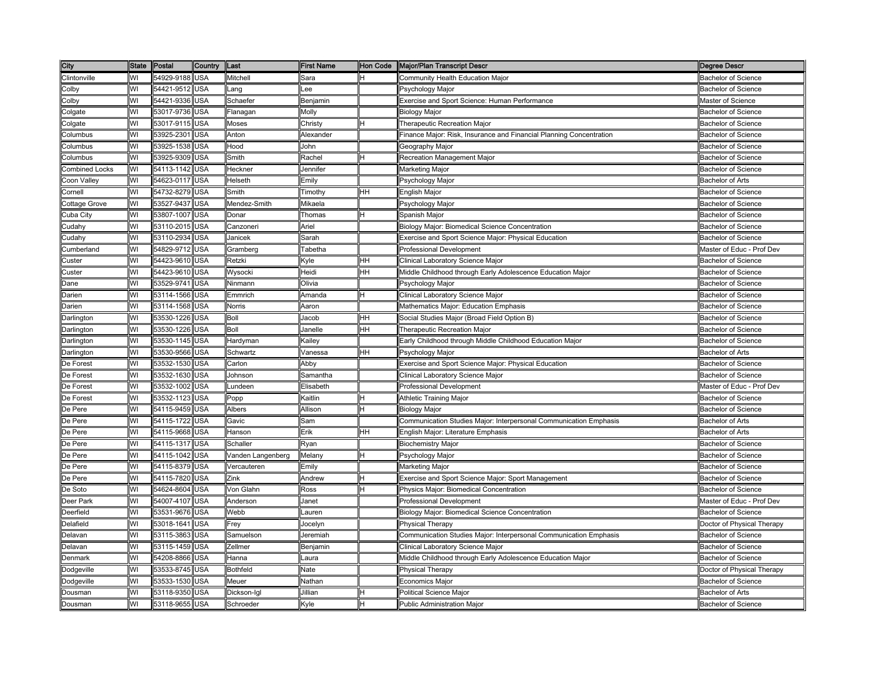| City | State | Postal | Country | Last | First Name | Hon Code | Major/Plan Transcript Descr | Degree Descr |
|---|---|---|---|---|---|---|---|---|
| Clintonville | WI | 54929-9188 | USA | Mitchell | Sara | H | Community Health Education Major | Bachelor of Science |
| Colby | WI | 54421-9512 | USA | Lang | Lee | | Psychology Major | Bachelor of Science |
| Colby | WI | 54421-9336 | USA | Schaefer | Benjamin | | Exercise and Sport Science: Human Performance | Master of Science |
| Colgate | WI | 53017-9736 | USA | Flanagan | Molly | | Biology Major | Bachelor of Science |
| Colgate | WI | 53017-9115 | USA | Moses | Christy | H | Therapeutic Recreation Major | Bachelor of Science |
| Columbus | WI | 53925-2301 | USA | Anton | Alexander | | Finance Major: Risk, Insurance and Financial Planning Concentration | Bachelor of Science |
| Columbus | WI | 53925-1538 | USA | Hood | John | | Geography Major | Bachelor of Science |
| Columbus | WI | 53925-9309 | USA | Smith | Rachel | H | Recreation Management Major | Bachelor of Science |
| Combined Locks | WI | 54113-1142 | USA | Heckner | Jennifer | | Marketing Major | Bachelor of Science |
| Coon Valley | WI | 54623-0117 | USA | Helseth | Emily | | Psychology Major | Bachelor of Arts |
| Cornell | WI | 54732-8279 | USA | Smith | Timothy | HH | English Major | Bachelor of Science |
| Cottage Grove | WI | 53527-9437 | USA | Mendez-Smith | Mikaela | | Psychology Major | Bachelor of Science |
| Cuba City | WI | 53807-1007 | USA | Donar | Thomas | H | Spanish Major | Bachelor of Science |
| Cudahy | WI | 53110-2015 | USA | Canzoneri | Ariel | | Biology Major: Biomedical Science Concentration | Bachelor of Science |
| Cudahy | WI | 53110-2934 | USA | Janicek | Sarah | | Exercise and Sport Science Major: Physical Education | Bachelor of Science |
| Cumberland | WI | 54829-9712 | USA | Gramberg | Tabetha | | Professional Development | Master of Educ - Prof Dev |
| Custer | WI | 54423-9610 | USA | Retzki | Kyle | HH | Clinical Laboratory Science Major | Bachelor of Science |
| Custer | WI | 54423-9610 | USA | Wysocki | Heidi | HH | Middle Childhood through Early Adolescence Education Major | Bachelor of Science |
| Dane | WI | 53529-9741 | USA | Ninmann | Olivia | | Psychology Major | Bachelor of Science |
| Darien | WI | 53114-1566 | USA | Emmrich | Amanda | H | Clinical Laboratory Science Major | Bachelor of Science |
| Darien | WI | 53114-1568 | USA | Norris | Aaron | | Mathematics Major: Education Emphasis | Bachelor of Science |
| Darlington | WI | 53530-1226 | USA | Boll | Jacob | HH | Social Studies Major (Broad Field Option B) | Bachelor of Science |
| Darlington | WI | 53530-1226 | USA | Boll | Janelle | HH | Therapeutic Recreation Major | Bachelor of Science |
| Darlington | WI | 53530-1145 | USA | Hardyman | Kailey | | Early Childhood through Middle Childhood Education Major | Bachelor of Science |
| Darlington | WI | 53530-9566 | USA | Schwartz | Vanessa | HH | Psychology Major | Bachelor of Arts |
| De Forest | WI | 53532-1530 | USA | Carlon | Abby | | Exercise and Sport Science Major: Physical Education | Bachelor of Science |
| De Forest | WI | 53532-1630 | USA | Johnson | Samantha | | Clinical Laboratory Science Major | Bachelor of Science |
| De Forest | WI | 53532-1002 | USA | Lundeen | Elisabeth | | Professional Development | Master of Educ - Prof Dev |
| De Forest | WI | 53532-1123 | USA | Popp | Kaitlin | H | Athletic Training Major | Bachelor of Science |
| De Pere | WI | 54115-9459 | USA | Albers | Allison | H | Biology Major | Bachelor of Science |
| De Pere | WI | 54115-1722 | USA | Gavic | Sam | | Communication Studies Major: Interpersonal Communication Emphasis | Bachelor of Arts |
| De Pere | WI | 54115-9668 | USA | Hanson | Erik | HH | English Major: Literature Emphasis | Bachelor of Arts |
| De Pere | WI | 54115-1317 | USA | Schaller | Ryan | | Biochemistry Major | Bachelor of Science |
| De Pere | WI | 54115-1042 | USA | Vanden Langenberg | Melany | H | Psychology Major | Bachelor of Science |
| De Pere | WI | 54115-8379 | USA | Vercauteren | Emily | | Marketing Major | Bachelor of Science |
| De Pere | WI | 54115-7820 | USA | Zink | Andrew | H | Exercise and Sport Science Major: Sport Management | Bachelor of Science |
| De Soto | WI | 54624-8604 | USA | Von Glahn | Ross | H | Physics Major: Biomedical Concentration | Bachelor of Science |
| Deer Park | WI | 54007-4107 | USA | Anderson | Janet | | Professional Development | Master of Educ - Prof Dev |
| Deerfield | WI | 53531-9676 | USA | Webb | Lauren | | Biology Major: Biomedical Science Concentration | Bachelor of Science |
| Delafield | WI | 53018-1641 | USA | Frey | Jocelyn | | Physical Therapy | Doctor of Physical Therapy |
| Delavan | WI | 53115-3863 | USA | Samuelson | Jeremiah | | Communication Studies Major: Interpersonal Communication Emphasis | Bachelor of Science |
| Delavan | WI | 53115-1459 | USA | Zellmer | Benjamin | | Clinical Laboratory Science Major | Bachelor of Science |
| Denmark | WI | 54208-8866 | USA | Hanna | Laura | | Middle Childhood through Early Adolescence Education Major | Bachelor of Science |
| Dodgeville | WI | 53533-8745 | USA | Bothfeld | Nate | | Physical Therapy | Doctor of Physical Therapy |
| Dodgeville | WI | 53533-1530 | USA | Meuer | Nathan | | Economics Major | Bachelor of Science |
| Dousman | WI | 53118-9350 | USA | Dickson-Igl | Jillian | H | Political Science Major | Bachelor of Arts |
| Dousman | WI | 53118-9655 | USA | Schroeder | Kyle | H | Public Administration Major | Bachelor of Science |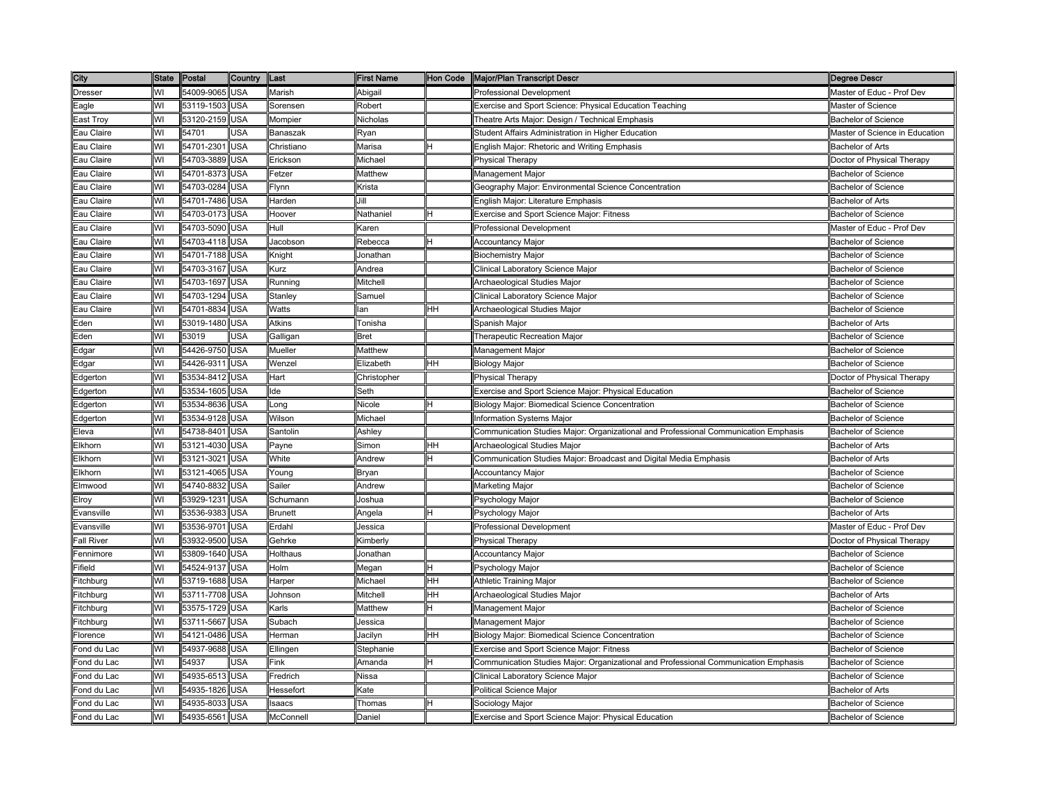| City | State | Postal | Country | Last | First Name | Hon Code | Major/Plan Transcript Descr | Degree Descr |
|---|---|---|---|---|---|---|---|---|
| Dresser | WI | 54009-9065 | USA | Marish | Abigail | | Professional Development | Master of Educ - Prof Dev |
| Eagle | WI | 53119-1503 | USA | Sorensen | Robert | | Exercise and Sport Science: Physical Education Teaching | Master of Science |
| East Troy | WI | 53120-2159 | USA | Mompier | Nicholas | | Theatre Arts Major: Design / Technical Emphasis | Bachelor of Science |
| Eau Claire | WI | 54701 | USA | Banaszak | Ryan | | Student Affairs Administration in Higher Education | Master of Science in Education |
| Eau Claire | WI | 54701-2301 | USA | Christiano | Marisa | H | English Major: Rhetoric and Writing Emphasis | Bachelor of Arts |
| Eau Claire | WI | 54703-3889 | USA | Erickson | Michael | | Physical Therapy | Doctor of Physical Therapy |
| Eau Claire | WI | 54701-8373 | USA | Fetzer | Matthew | | Management Major | Bachelor of Science |
| Eau Claire | WI | 54703-0284 | USA | Flynn | Krista | | Geography Major: Environmental Science Concentration | Bachelor of Science |
| Eau Claire | WI | 54701-7486 | USA | Harden | Jill | | English Major: Literature Emphasis | Bachelor of Arts |
| Eau Claire | WI | 54703-0173 | USA | Hoover | Nathaniel | H | Exercise and Sport Science Major: Fitness | Bachelor of Science |
| Eau Claire | WI | 54703-5090 | USA | Hull | Karen | | Professional Development | Master of Educ - Prof Dev |
| Eau Claire | WI | 54703-4118 | USA | Jacobson | Rebecca | H | Accountancy Major | Bachelor of Science |
| Eau Claire | WI | 54701-7188 | USA | Knight | Jonathan | | Biochemistry Major | Bachelor of Science |
| Eau Claire | WI | 54703-3167 | USA | Kurz | Andrea | | Clinical Laboratory Science Major | Bachelor of Science |
| Eau Claire | WI | 54703-1697 | USA | Running | Mitchell | | Archaeological Studies Major | Bachelor of Science |
| Eau Claire | WI | 54703-1294 | USA | Stanley | Samuel | | Clinical Laboratory Science Major | Bachelor of Science |
| Eau Claire | WI | 54701-8834 | USA | Watts | Ian | HH | Archaeological Studies Major | Bachelor of Science |
| Eden | WI | 53019-1480 | USA | Atkins | Tonisha | | Spanish Major | Bachelor of Arts |
| Eden | WI | 53019 | USA | Galligan | Bret | | Therapeutic Recreation Major | Bachelor of Science |
| Edgar | WI | 54426-9750 | USA | Mueller | Matthew | | Management Major | Bachelor of Science |
| Edgar | WI | 54426-9311 | USA | Wenzel | Elizabeth | HH | Biology Major | Bachelor of Science |
| Edgerton | WI | 53534-8412 | USA | Hart | Christopher | | Physical Therapy | Doctor of Physical Therapy |
| Edgerton | WI | 53534-1605 | USA | Ide | Seth | | Exercise and Sport Science Major: Physical Education | Bachelor of Science |
| Edgerton | WI | 53534-8636 | USA | Long | Nicole | H | Biology Major: Biomedical Science Concentration | Bachelor of Science |
| Edgerton | WI | 53534-9128 | USA | Wilson | Michael | | Information Systems Major | Bachelor of Science |
| Eleva | WI | 54738-8401 | USA | Santolin | Ashley | | Communication Studies Major: Organizational and Professional Communication Emphasis | Bachelor of Science |
| Elkhorn | WI | 53121-4030 | USA | Payne | Simon | HH | Archaeological Studies Major | Bachelor of Arts |
| Elkhorn | WI | 53121-3021 | USA | White | Andrew | H | Communication Studies Major: Broadcast and Digital Media Emphasis | Bachelor of Arts |
| Elkhorn | WI | 53121-4065 | USA | Young | Bryan | | Accountancy Major | Bachelor of Science |
| Elmwood | WI | 54740-8832 | USA | Sailer | Andrew | | Marketing Major | Bachelor of Science |
| Elroy | WI | 53929-1231 | USA | Schumann | Joshua | | Psychology Major | Bachelor of Science |
| Evansville | WI | 53536-9383 | USA | Brunett | Angela | H | Psychology Major | Bachelor of Arts |
| Evansville | WI | 53536-9701 | USA | Erdahl | Jessica | | Professional Development | Master of Educ - Prof Dev |
| Fall River | WI | 53932-9500 | USA | Gehrke | Kimberly | | Physical Therapy | Doctor of Physical Therapy |
| Fennimore | WI | 53809-1640 | USA | Holthaus | Jonathan | | Accountancy Major | Bachelor of Science |
| Fifield | WI | 54524-9137 | USA | Holm | Megan | H | Psychology Major | Bachelor of Science |
| Fitchburg | WI | 53719-1688 | USA | Harper | Michael | HH | Athletic Training Major | Bachelor of Science |
| Fitchburg | WI | 53711-7708 | USA | Johnson | Mitchell | HH | Archaeological Studies Major | Bachelor of Arts |
| Fitchburg | WI | 53575-1729 | USA | Karls | Matthew | H | Management Major | Bachelor of Science |
| Fitchburg | WI | 53711-5667 | USA | Subach | Jessica | | Management Major | Bachelor of Science |
| Florence | WI | 54121-0486 | USA | Herman | Jacilyn | HH | Biology Major: Biomedical Science Concentration | Bachelor of Science |
| Fond du Lac | WI | 54937-9688 | USA | Ellingen | Stephanie | | Exercise and Sport Science Major: Fitness | Bachelor of Science |
| Fond du Lac | WI | 54937 | USA | Fink | Amanda | H | Communication Studies Major: Organizational and Professional Communication Emphasis | Bachelor of Science |
| Fond du Lac | WI | 54935-6513 | USA | Fredrich | Nissa | | Clinical Laboratory Science Major | Bachelor of Science |
| Fond du Lac | WI | 54935-1826 | USA | Hessefort | Kate | | Political Science Major | Bachelor of Arts |
| Fond du Lac | WI | 54935-8033 | USA | Isaacs | Thomas | H | Sociology Major | Bachelor of Science |
| Fond du Lac | WI | 54935-6561 | USA | McConnell | Daniel | | Exercise and Sport Science Major: Physical Education | Bachelor of Science |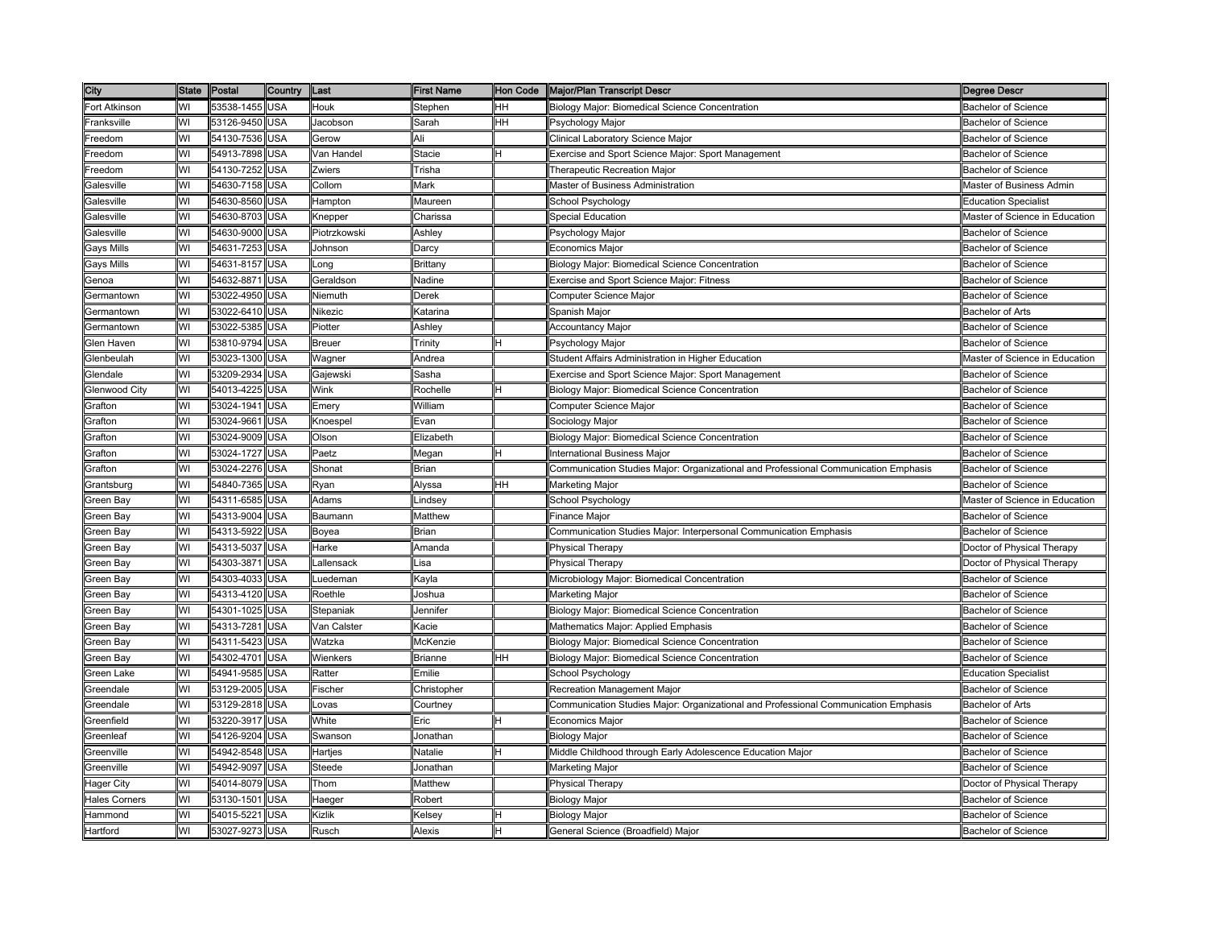| City | State | Postal | Country | Last | First Name | Hon Code | Major/Plan Transcript Descr | Degree Descr |
|---|---|---|---|---|---|---|---|---|
| Fort Atkinson | WI | 53538-1455 | USA | Houk | Stephen | HH | Biology Major: Biomedical Science Concentration | Bachelor of Science |
| Franksville | WI | 53126-9450 | USA | Jacobson | Sarah | HH | Psychology Major | Bachelor of Science |
| Freedom | WI | 54130-7536 | USA | Gerow | Ali | | Clinical Laboratory Science Major | Bachelor of Science |
| Freedom | WI | 54913-7898 | USA | Van Handel | Stacie | H | Exercise and Sport Science Major: Sport Management | Bachelor of Science |
| Freedom | WI | 54130-7252 | USA | Zwiers | Trisha | | Therapeutic Recreation Major | Bachelor of Science |
| Galesville | WI | 54630-7158 | USA | Collom | Mark | | Master of Business Administration | Master of Business Admin |
| Galesville | WI | 54630-8560 | USA | Hampton | Maureen | | School Psychology | Education Specialist |
| Galesville | WI | 54630-8703 | USA | Knepper | Charissa | | Special Education | Master of Science in Education |
| Galesville | WI | 54630-9000 | USA | Piotrzkowski | Ashley | | Psychology Major | Bachelor of Science |
| Gays Mills | WI | 54631-7253 | USA | Johnson | Darcy | | Economics Major | Bachelor of Science |
| Gays Mills | WI | 54631-8157 | USA | Long | Brittany | | Biology Major: Biomedical Science Concentration | Bachelor of Science |
| Genoa | WI | 54632-8871 | USA | Geraldson | Nadine | | Exercise and Sport Science Major: Fitness | Bachelor of Science |
| Germantown | WI | 53022-4950 | USA | Niemuth | Derek | | Computer Science Major | Bachelor of Science |
| Germantown | WI | 53022-6410 | USA | Nikezic | Katarina | | Spanish Major | Bachelor of Arts |
| Germantown | WI | 53022-5385 | USA | Piotter | Ashley | | Accountancy Major | Bachelor of Science |
| Glen Haven | WI | 53810-9794 | USA | Breuer | Trinity | H | Psychology Major | Bachelor of Science |
| Glenbeulah | WI | 53023-1300 | USA | Wagner | Andrea | | Student Affairs Administration in Higher Education | Master of Science in Education |
| Glendale | WI | 53209-2934 | USA | Gajewski | Sasha | | Exercise and Sport Science Major: Sport Management | Bachelor of Science |
| Glenwood City | WI | 54013-4225 | USA | Wink | Rochelle | H | Biology Major: Biomedical Science Concentration | Bachelor of Science |
| Grafton | WI | 53024-1941 | USA | Emery | William | | Computer Science Major | Bachelor of Science |
| Grafton | WI | 53024-9661 | USA | Knoespel | Evan | | Sociology Major | Bachelor of Science |
| Grafton | WI | 53024-9009 | USA | Olson | Elizabeth | | Biology Major: Biomedical Science Concentration | Bachelor of Science |
| Grafton | WI | 53024-1727 | USA | Paetz | Megan | H | International Business Major | Bachelor of Science |
| Grafton | WI | 53024-2276 | USA | Shonat | Brian | | Communication Studies Major: Organizational and Professional Communication Emphasis | Bachelor of Science |
| Grantsburg | WI | 54840-7365 | USA | Ryan | Alyssa | HH | Marketing Major | Bachelor of Science |
| Green Bay | WI | 54311-6585 | USA | Adams | Lindsey | | School Psychology | Master of Science in Education |
| Green Bay | WI | 54313-9004 | USA | Baumann | Matthew | | Finance Major | Bachelor of Science |
| Green Bay | WI | 54313-5922 | USA | Boyea | Brian | | Communication Studies Major: Interpersonal Communication Emphasis | Bachelor of Science |
| Green Bay | WI | 54313-5037 | USA | Harke | Amanda | | Physical Therapy | Doctor of Physical Therapy |
| Green Bay | WI | 54303-3871 | USA | Lallensack | Lisa | | Physical Therapy | Doctor of Physical Therapy |
| Green Bay | WI | 54303-4033 | USA | Luedeman | Kayla | | Microbiology Major: Biomedical Concentration | Bachelor of Science |
| Green Bay | WI | 54313-4120 | USA | Roethle | Joshua | | Marketing Major | Bachelor of Science |
| Green Bay | WI | 54301-1025 | USA | Stepaniak | Jennifer | | Biology Major: Biomedical Science Concentration | Bachelor of Science |
| Green Bay | WI | 54313-7281 | USA | Van Calster | Kacie | | Mathematics Major: Applied Emphasis | Bachelor of Science |
| Green Bay | WI | 54311-5423 | USA | Watzka | McKenzie | | Biology Major: Biomedical Science Concentration | Bachelor of Science |
| Green Bay | WI | 54302-4701 | USA | Wienkers | Brianne | HH | Biology Major: Biomedical Science Concentration | Bachelor of Science |
| Green Lake | WI | 54941-9585 | USA | Ratter | Emilie | | School Psychology | Education Specialist |
| Greendale | WI | 53129-2005 | USA | Fischer | Christopher | | Recreation Management Major | Bachelor of Science |
| Greendale | WI | 53129-2818 | USA | Lovas | Courtney | | Communication Studies Major: Organizational and Professional Communication Emphasis | Bachelor of Arts |
| Greenfield | WI | 53220-3917 | USA | White | Eric | H | Economics Major | Bachelor of Science |
| Greenleaf | WI | 54126-9204 | USA | Swanson | Jonathan | | Biology Major | Bachelor of Science |
| Greenville | WI | 54942-8548 | USA | Hartjes | Natalie | H | Middle Childhood through Early Adolescence Education Major | Bachelor of Science |
| Greenville | WI | 54942-9097 | USA | Steede | Jonathan | | Marketing Major | Bachelor of Science |
| Hager City | WI | 54014-8079 | USA | Thom | Matthew | | Physical Therapy | Doctor of Physical Therapy |
| Hales Corners | WI | 53130-1501 | USA | Haeger | Robert | | Biology Major | Bachelor of Science |
| Hammond | WI | 54015-5221 | USA | Kizlik | Kelsey | H | Biology Major | Bachelor of Science |
| Hartford | WI | 53027-9273 | USA | Rusch | Alexis | H | General Science (Broadfield) Major | Bachelor of Science |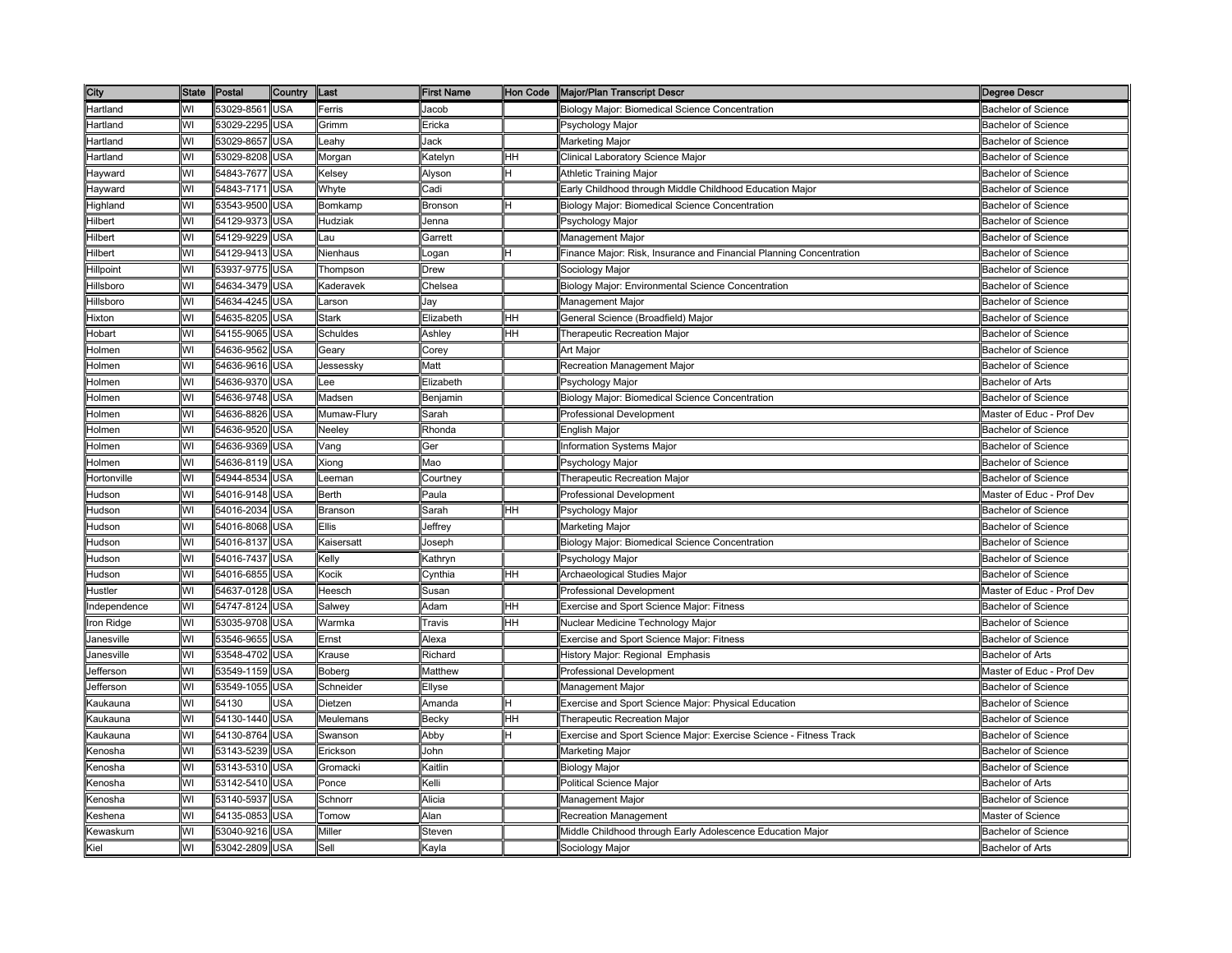| City | State | Postal | Country | Last | First Name | Hon Code | Major/Plan Transcript Descr | Degree Descr |
|---|---|---|---|---|---|---|---|---|
| Hartland | WI | 53029-8561 | USA | Ferris | Jacob | | Biology Major: Biomedical Science Concentration | Bachelor of Science |
| Hartland | WI | 53029-2295 | USA | Grimm | Ericka | | Psychology Major | Bachelor of Science |
| Hartland | WI | 53029-8657 | USA | Leahy | Jack | | Marketing Major | Bachelor of Science |
| Hartland | WI | 53029-8208 | USA | Morgan | Katelyn | HH | Clinical Laboratory Science Major | Bachelor of Science |
| Hayward | WI | 54843-7677 | USA | Kelsey | Alyson | H | Athletic Training Major | Bachelor of Science |
| Hayward | WI | 54843-7171 | USA | Whyte | Cadi | | Early Childhood through Middle Childhood Education Major | Bachelor of Science |
| Highland | WI | 53543-9500 | USA | Bomkamp | Bronson | H | Biology Major: Biomedical Science Concentration | Bachelor of Science |
| Hilbert | WI | 54129-9373 | USA | Hudziak | Jenna | | Psychology Major | Bachelor of Science |
| Hilbert | WI | 54129-9229 | USA | Lau | Garrett | | Management Major | Bachelor of Science |
| Hilbert | WI | 54129-9413 | USA | Nienhaus | Logan | H | Finance Major: Risk, Insurance and Financial Planning Concentration | Bachelor of Science |
| Hillpoint | WI | 53937-9775 | USA | Thompson | Drew | | Sociology Major | Bachelor of Science |
| Hillsboro | WI | 54634-3479 | USA | Kaderavek | Chelsea | | Biology Major: Environmental Science Concentration | Bachelor of Science |
| Hillsboro | WI | 54634-4245 | USA | Larson | Jay | | Management Major | Bachelor of Science |
| Hixton | WI | 54635-8205 | USA | Stark | Elizabeth | HH | General Science (Broadfield) Major | Bachelor of Science |
| Hobart | WI | 54155-9065 | USA | Schuldes | Ashley | HH | Therapeutic Recreation Major | Bachelor of Science |
| Holmen | WI | 54636-9562 | USA | Geary | Corey | | Art Major | Bachelor of Science |
| Holmen | WI | 54636-9616 | USA | Jessessky | Matt | | Recreation Management Major | Bachelor of Science |
| Holmen | WI | 54636-9370 | USA | Lee | Elizabeth | | Psychology Major | Bachelor of Arts |
| Holmen | WI | 54636-9748 | USA | Madsen | Benjamin | | Biology Major: Biomedical Science Concentration | Bachelor of Science |
| Holmen | WI | 54636-8826 | USA | Mumaw-Flury | Sarah | | Professional Development | Master of Educ - Prof Dev |
| Holmen | WI | 54636-9520 | USA | Neeley | Rhonda | | English Major | Bachelor of Science |
| Holmen | WI | 54636-9369 | USA | Vang | Ger | | Information Systems Major | Bachelor of Science |
| Holmen | WI | 54636-8119 | USA | Xiong | Mao | | Psychology Major | Bachelor of Science |
| Hortonville | WI | 54944-8534 | USA | Leeman | Courtney | | Therapeutic Recreation Major | Bachelor of Science |
| Hudson | WI | 54016-9148 | USA | Berth | Paula | | Professional Development | Master of Educ - Prof Dev |
| Hudson | WI | 54016-2034 | USA | Branson | Sarah | HH | Psychology Major | Bachelor of Science |
| Hudson | WI | 54016-8068 | USA | Ellis | Jeffrey | | Marketing Major | Bachelor of Science |
| Hudson | WI | 54016-8137 | USA | Kaisersatt | Joseph | | Biology Major: Biomedical Science Concentration | Bachelor of Science |
| Hudson | WI | 54016-7437 | USA | Kelly | Kathryn | | Psychology Major | Bachelor of Science |
| Hudson | WI | 54016-6855 | USA | Kocik | Cynthia | HH | Archaeological Studies Major | Bachelor of Science |
| Hustler | WI | 54637-0128 | USA | Heesch | Susan | | Professional Development | Master of Educ - Prof Dev |
| Independence | WI | 54747-8124 | USA | Salwey | Adam | HH | Exercise and Sport Science Major: Fitness | Bachelor of Science |
| Iron Ridge | WI | 53035-9708 | USA | Warmka | Travis | HH | Nuclear Medicine Technology Major | Bachelor of Science |
| Janesville | WI | 53546-9655 | USA | Ernst | Alexa | | Exercise and Sport Science Major: Fitness | Bachelor of Science |
| Janesville | WI | 53548-4702 | USA | Krause | Richard | | History Major: Regional Emphasis | Bachelor of Arts |
| Jefferson | WI | 53549-1159 | USA | Boberg | Matthew | | Professional Development | Master of Educ - Prof Dev |
| Jefferson | WI | 53549-1055 | USA | Schneider | Ellyse | | Management Major | Bachelor of Science |
| Kaukauna | WI | 54130 | USA | Dietzen | Amanda | H | Exercise and Sport Science Major: Physical Education | Bachelor of Science |
| Kaukauna | WI | 54130-1440 | USA | Meulemans | Becky | HH | Therapeutic Recreation Major | Bachelor of Science |
| Kaukauna | WI | 54130-8764 | USA | Swanson | Abby | H | Exercise and Sport Science Major: Exercise Science - Fitness Track | Bachelor of Science |
| Kenosha | WI | 53143-5239 | USA | Erickson | John | | Marketing Major | Bachelor of Science |
| Kenosha | WI | 53143-5310 | USA | Gromacki | Kaitlin | | Biology Major | Bachelor of Science |
| Kenosha | WI | 53142-5410 | USA | Ponce | Kelli | | Political Science Major | Bachelor of Arts |
| Kenosha | WI | 53140-5937 | USA | Schnorr | Alicia | | Management Major | Bachelor of Science |
| Keshena | WI | 54135-0853 | USA | Tomow | Alan | | Recreation Management | Master of Science |
| Kewaskum | WI | 53040-9216 | USA | Miller | Steven | | Middle Childhood through Early Adolescence Education Major | Bachelor of Science |
| Kiel | WI | 53042-2809 | USA | Sell | Kayla | | Sociology Major | Bachelor of Arts |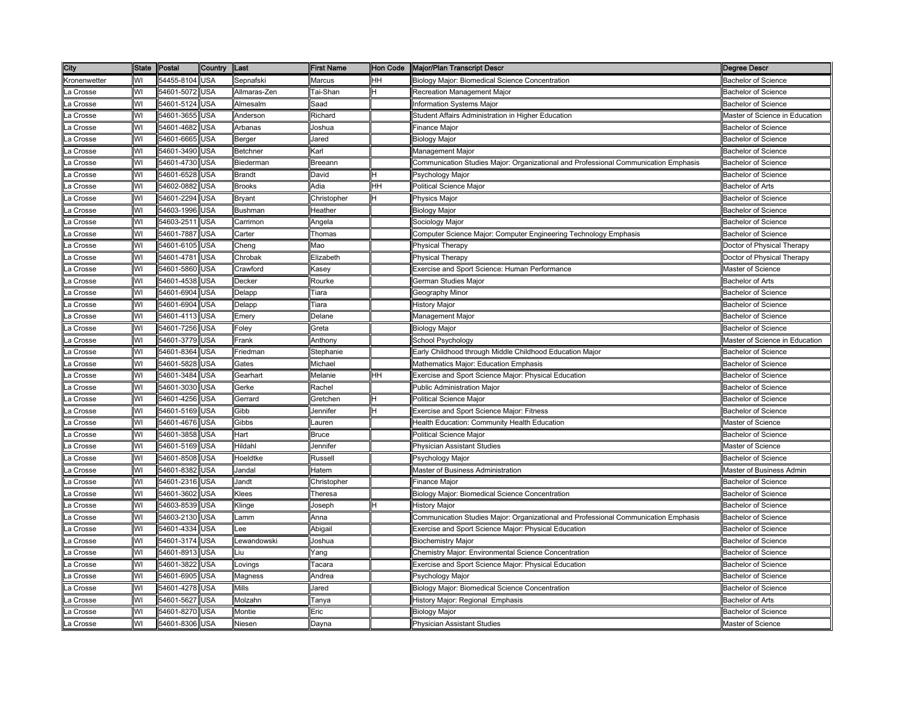| City | State | Postal | Country | Last | First Name | Hon Code | Major/Plan Transcript Descr | Degree Descr |
|---|---|---|---|---|---|---|---|---|
| Kronenwetter | WI | 54455-8104 | USA | Sepnafski | Marcus | HH | Biology Major: Biomedical Science Concentration | Bachelor of Science |
| La Crosse | WI | 54601-5072 | USA | Allmaras-Zen | Tai-Shan | H | Recreation Management Major | Bachelor of Science |
| La Crosse | WI | 54601-5124 | USA | Almesalm | Saad | | Information Systems Major | Bachelor of Science |
| La Crosse | WI | 54601-3655 | USA | Anderson | Richard | | Student Affairs Administration in Higher Education | Master of Science in Education |
| La Crosse | WI | 54601-4682 | USA | Arbanas | Joshua | | Finance Major | Bachelor of Science |
| La Crosse | WI | 54601-6665 | USA | Berger | Jared | | Biology Major | Bachelor of Science |
| La Crosse | WI | 54601-3490 | USA | Betchner | Karl | | Management Major | Bachelor of Science |
| La Crosse | WI | 54601-4730 | USA | Biederman | Breeann | | Communication Studies Major: Organizational and Professional Communication Emphasis | Bachelor of Science |
| La Crosse | WI | 54601-6528 | USA | Brandt | David | H | Psychology Major | Bachelor of Science |
| La Crosse | WI | 54602-0882 | USA | Brooks | Adia | HH | Political Science Major | Bachelor of Arts |
| La Crosse | WI | 54601-2294 | USA | Bryant | Christopher | H | Physics Major | Bachelor of Science |
| La Crosse | WI | 54603-1996 | USA | Bushman | Heather | | Biology Major | Bachelor of Science |
| La Crosse | WI | 54603-2511 | USA | Carrimon | Angela | | Sociology Major | Bachelor of Science |
| La Crosse | WI | 54601-7887 | USA | Carter | Thomas | | Computer Science Major: Computer Engineering Technology Emphasis | Bachelor of Science |
| La Crosse | WI | 54601-6105 | USA | Cheng | Mao | | Physical Therapy | Doctor of Physical Therapy |
| La Crosse | WI | 54601-4781 | USA | Chrobak | Elizabeth | | Physical Therapy | Doctor of Physical Therapy |
| La Crosse | WI | 54601-5860 | USA | Crawford | Kasey | | Exercise and Sport Science: Human Performance | Master of Science |
| La Crosse | WI | 54601-4538 | USA | Decker | Rourke | | German Studies Major | Bachelor of Arts |
| La Crosse | WI | 54601-6904 | USA | Delapp | Tiara | | Geography Minor | Bachelor of Science |
| La Crosse | WI | 54601-6904 | USA | Delapp | Tiara | | History Major | Bachelor of Science |
| La Crosse | WI | 54601-4113 | USA | Emery | Delane | | Management Major | Bachelor of Science |
| La Crosse | WI | 54601-7256 | USA | Foley | Greta | | Biology Major | Bachelor of Science |
| La Crosse | WI | 54601-3779 | USA | Frank | Anthony | | School Psychology | Master of Science in Education |
| La Crosse | WI | 54601-8364 | USA | Friedman | Stephanie | | Early Childhood through Middle Childhood Education Major | Bachelor of Science |
| La Crosse | WI | 54601-5828 | USA | Gates | Michael | | Mathematics Major: Education Emphasis | Bachelor of Science |
| La Crosse | WI | 54601-3484 | USA | Gearhart | Melanie | HH | Exercise and Sport Science Major: Physical Education | Bachelor of Science |
| La Crosse | WI | 54601-3030 | USA | Gerke | Rachel | | Public Administration Major | Bachelor of Science |
| La Crosse | WI | 54601-4256 | USA | Gerrard | Gretchen | H | Political Science Major | Bachelor of Science |
| La Crosse | WI | 54601-5169 | USA | Gibb | Jennifer | H | Exercise and Sport Science Major: Fitness | Bachelor of Science |
| La Crosse | WI | 54601-4676 | USA | Gibbs | Lauren | | Health Education: Community Health Education | Master of Science |
| La Crosse | WI | 54601-3858 | USA | Hart | Bruce | | Political Science Major | Bachelor of Science |
| La Crosse | WI | 54601-5169 | USA | Hildahl | Jennifer | | Physician Assistant Studies | Master of Science |
| La Crosse | WI | 54601-8508 | USA | Hoeldtke | Russell | | Psychology Major | Bachelor of Science |
| La Crosse | WI | 54601-8382 | USA | Jandal | Hatem | | Master of Business Administration | Master of Business Admin |
| La Crosse | WI | 54601-2316 | USA | Jandt | Christopher | | Finance Major | Bachelor of Science |
| La Crosse | WI | 54601-3602 | USA | Klees | Theresa | | Biology Major: Biomedical Science Concentration | Bachelor of Science |
| La Crosse | WI | 54603-8539 | USA | Klinge | Joseph | H | History Major | Bachelor of Science |
| La Crosse | WI | 54603-2130 | USA | Lamm | Anna | | Communication Studies Major: Organizational and Professional Communication Emphasis | Bachelor of Science |
| La Crosse | WI | 54601-4334 | USA | Lee | Abigail | | Exercise and Sport Science Major: Physical Education | Bachelor of Science |
| La Crosse | WI | 54601-3174 | USA | Lewandowski | Joshua | | Biochemistry Major | Bachelor of Science |
| La Crosse | WI | 54601-8913 | USA | Liu | Yang | | Chemistry Major: Environmental Science Concentration | Bachelor of Science |
| La Crosse | WI | 54601-3822 | USA | Lovings | Tacara | | Exercise and Sport Science Major: Physical Education | Bachelor of Science |
| La Crosse | WI | 54601-6905 | USA | Magness | Andrea | | Psychology Major | Bachelor of Science |
| La Crosse | WI | 54601-4278 | USA | Mills | Jared | | Biology Major: Biomedical Science Concentration | Bachelor of Science |
| La Crosse | WI | 54601-5627 | USA | Molzahn | Tanya | | History Major: Regional Emphasis | Bachelor of Arts |
| La Crosse | WI | 54601-8270 | USA | Montie | Eric | | Biology Major | Bachelor of Science |
| La Crosse | WI | 54601-8306 | USA | Niesen | Dayna | | Physician Assistant Studies | Master of Science |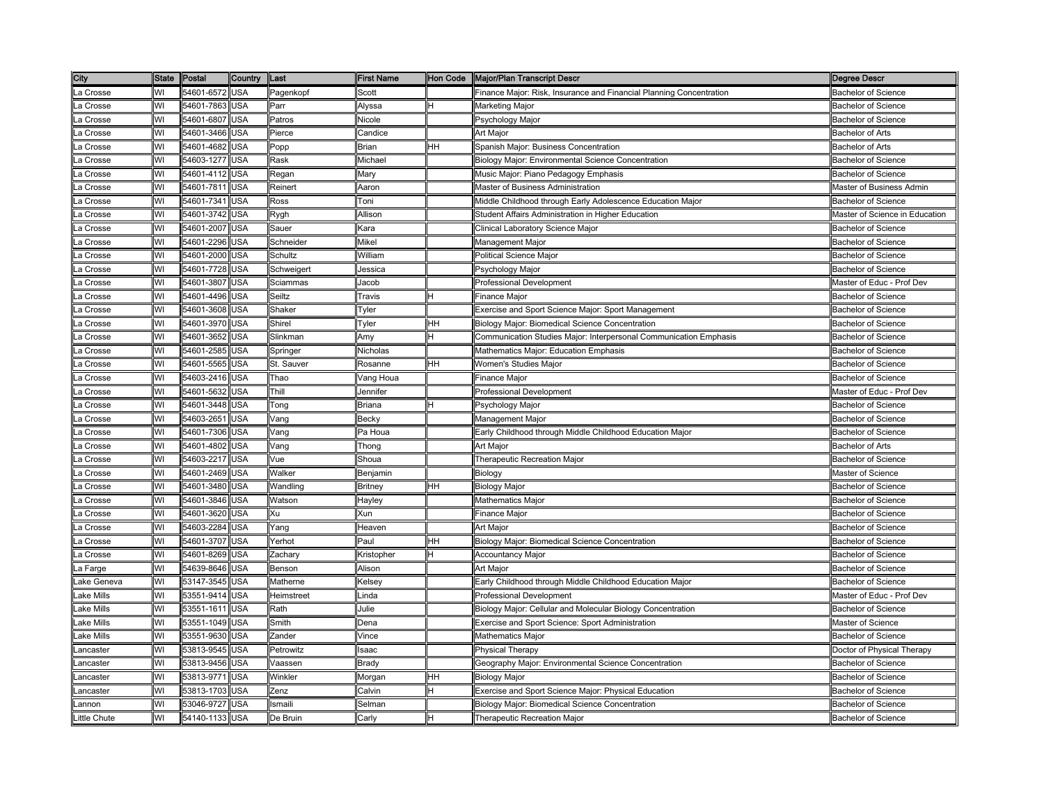| City | State | Postal | Country | Last | First Name | Hon Code | Major/Plan Transcript Descr | Degree Descr |
|---|---|---|---|---|---|---|---|---|
| La Crosse | WI | 54601-6572 | USA | Pagenkopf | Scott | | Finance Major: Risk, Insurance and Financial Planning Concentration | Bachelor of Science |
| La Crosse | WI | 54601-7863 | USA | Parr | Alyssa | H | Marketing Major | Bachelor of Science |
| La Crosse | WI | 54601-6807 | USA | Patros | Nicole | | Psychology Major | Bachelor of Science |
| La Crosse | WI | 54601-3466 | USA | Pierce | Candice | | Art Major | Bachelor of Arts |
| La Crosse | WI | 54601-4682 | USA | Popp | Brian | HH | Spanish Major: Business Concentration | Bachelor of Arts |
| La Crosse | WI | 54603-1277 | USA | Rask | Michael | | Biology Major: Environmental Science Concentration | Bachelor of Science |
| La Crosse | WI | 54601-4112 | USA | Regan | Mary | | Music Major: Piano Pedagogy Emphasis | Bachelor of Science |
| La Crosse | WI | 54601-7811 | USA | Reinert | Aaron | | Master of Business Administration | Master of Business Admin |
| La Crosse | WI | 54601-7341 | USA | Ross | Toni | | Middle Childhood through Early Adolescence Education Major | Bachelor of Science |
| La Crosse | WI | 54601-3742 | USA | Rygh | Allison | | Student Affairs Administration in Higher Education | Master of Science in Education |
| La Crosse | WI | 54601-2007 | USA | Sauer | Kara | | Clinical Laboratory Science Major | Bachelor of Science |
| La Crosse | WI | 54601-2296 | USA | Schneider | Mikel | | Management Major | Bachelor of Science |
| La Crosse | WI | 54601-2000 | USA | Schultz | William | | Political Science Major | Bachelor of Science |
| La Crosse | WI | 54601-7728 | USA | Schweigert | Jessica | | Psychology Major | Bachelor of Science |
| La Crosse | WI | 54601-3807 | USA | Sciammas | Jacob | | Professional Development | Master of Educ - Prof Dev |
| La Crosse | WI | 54601-4496 | USA | Seiltz | Travis | H | Finance Major | Bachelor of Science |
| La Crosse | WI | 54601-3608 | USA | Shaker | Tyler | | Exercise and Sport Science Major: Sport Management | Bachelor of Science |
| La Crosse | WI | 54601-3970 | USA | Shirel | Tyler | HH | Biology Major: Biomedical Science Concentration | Bachelor of Science |
| La Crosse | WI | 54601-3652 | USA | Slinkman | Amy | H | Communication Studies Major: Interpersonal Communication Emphasis | Bachelor of Science |
| La Crosse | WI | 54601-2585 | USA | Springer | Nicholas | | Mathematics Major: Education Emphasis | Bachelor of Science |
| La Crosse | WI | 54601-5565 | USA | St. Sauver | Rosanne | HH | Women's Studies Major | Bachelor of Science |
| La Crosse | WI | 54603-2416 | USA | Thao | Vang Houa | | Finance Major | Bachelor of Science |
| La Crosse | WI | 54601-5632 | USA | Thill | Jennifer | | Professional Development | Master of Educ - Prof Dev |
| La Crosse | WI | 54601-3448 | USA | Tong | Briana | H | Psychology Major | Bachelor of Science |
| La Crosse | WI | 54603-2651 | USA | Vang | Becky | | Management Major | Bachelor of Science |
| La Crosse | WI | 54601-7306 | USA | Vang | Pa Houa | | Early Childhood through Middle Childhood Education Major | Bachelor of Science |
| La Crosse | WI | 54601-4802 | USA | Vang | Thong | | Art Major | Bachelor of Arts |
| La Crosse | WI | 54603-2217 | USA | Vue | Shoua | | Therapeutic Recreation Major | Bachelor of Science |
| La Crosse | WI | 54601-2469 | USA | Walker | Benjamin | | Biology | Master of Science |
| La Crosse | WI | 54601-3480 | USA | Wandling | Britney | HH | Biology Major | Bachelor of Science |
| La Crosse | WI | 54601-3846 | USA | Watson | Hayley | | Mathematics Major | Bachelor of Science |
| La Crosse | WI | 54601-3620 | USA | Xu | Xun | | Finance Major | Bachelor of Science |
| La Crosse | WI | 54603-2284 | USA | Yang | Heaven | | Art Major | Bachelor of Science |
| La Crosse | WI | 54601-3707 | USA | Yerhot | Paul | HH | Biology Major: Biomedical Science Concentration | Bachelor of Science |
| La Crosse | WI | 54601-8269 | USA | Zachary | Kristopher | H | Accountancy Major | Bachelor of Science |
| La Farge | WI | 54639-8646 | USA | Benson | Alison | | Art Major | Bachelor of Science |
| Lake Geneva | WI | 53147-3545 | USA | Matherne | Kelsey | | Early Childhood through Middle Childhood Education Major | Bachelor of Science |
| Lake Mills | WI | 53551-9414 | USA | Heimstreet | Linda | | Professional Development | Master of Educ - Prof Dev |
| Lake Mills | WI | 53551-1611 | USA | Rath | Julie | | Biology Major: Cellular and Molecular Biology Concentration | Bachelor of Science |
| Lake Mills | WI | 53551-1049 | USA | Smith | Dena | | Exercise and Sport Science: Sport Administration | Master of Science |
| Lake Mills | WI | 53551-9630 | USA | Zander | Vince | | Mathematics Major | Bachelor of Science |
| Lancaster | WI | 53813-9545 | USA | Petrowitz | Isaac | | Physical Therapy | Doctor of Physical Therapy |
| Lancaster | WI | 53813-9456 | USA | Vaassen | Brady | | Geography Major: Environmental Science Concentration | Bachelor of Science |
| Lancaster | WI | 53813-9771 | USA | Winkler | Morgan | HH | Biology Major | Bachelor of Science |
| Lancaster | WI | 53813-1703 | USA | Zenz | Calvin | H | Exercise and Sport Science Major: Physical Education | Bachelor of Science |
| Lannon | WI | 53046-9727 | USA | Ismaili | Selman | | Biology Major: Biomedical Science Concentration | Bachelor of Science |
| Little Chute | WI | 54140-1133 | USA | De Bruin | Carly | H | Therapeutic Recreation Major | Bachelor of Science |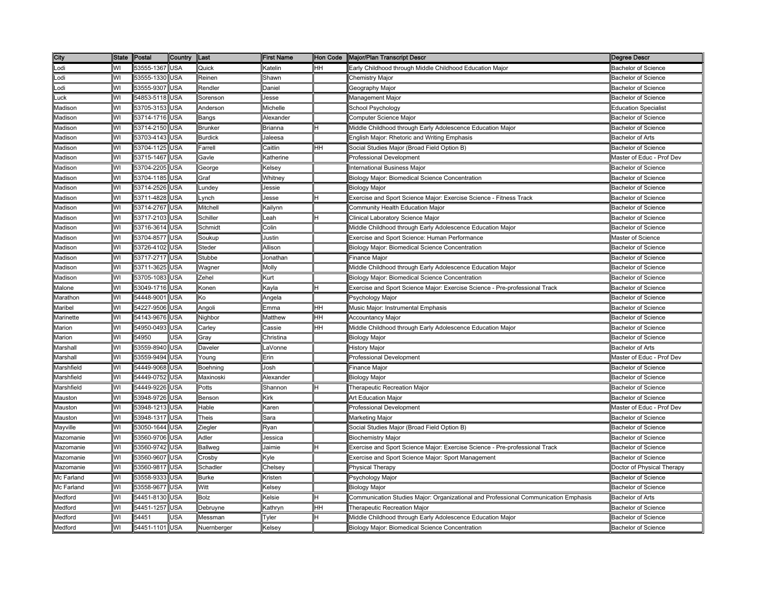| City | State | Postal | Country | Last | First Name | Hon Code | Major/Plan Transcript Descr | Degree Descr |
|---|---|---|---|---|---|---|---|---|
| Lodi | WI | 53555-1367 | USA | Quick | Katelin | HH | Early Childhood through Middle Childhood Education Major | Bachelor of Science |
| Lodi | WI | 53555-1330 | USA | Reinen | Shawn | | Chemistry Major | Bachelor of Science |
| Lodi | WI | 53555-9307 | USA | Rendler | Daniel | | Geography Major | Bachelor of Science |
| Luck | WI | 54853-5118 | USA | Sorenson | Jesse | | Management Major | Bachelor of Science |
| Madison | WI | 53705-3153 | USA | Anderson | Michelle | | School Psychology | Education Specialist |
| Madison | WI | 53714-1716 | USA | Bangs | Alexander | | Computer Science Major | Bachelor of Science |
| Madison | WI | 53714-2150 | USA | Brunker | Brianna | H | Middle Childhood through Early Adolescence Education Major | Bachelor of Science |
| Madison | WI | 53703-4143 | USA | Burdick | Jaleesa | | English Major: Rhetoric and Writing Emphasis | Bachelor of Arts |
| Madison | WI | 53704-1125 | USA | Farrell | Caitlin | HH | Social Studies Major (Broad Field Option B) | Bachelor of Science |
| Madison | WI | 53715-1467 | USA | Gavle | Katherine | | Professional Development | Master of Educ - Prof Dev |
| Madison | WI | 53704-2205 | USA | George | Kelsey | | International Business Major | Bachelor of Science |
| Madison | WI | 53704-1185 | USA | Graf | Whitney | | Biology Major: Biomedical Science Concentration | Bachelor of Science |
| Madison | WI | 53714-2526 | USA | Lundey | Jessie | | Biology Major | Bachelor of Science |
| Madison | WI | 53711-4828 | USA | Lynch | Jesse | H | Exercise and Sport Science Major: Exercise Science - Fitness Track | Bachelor of Science |
| Madison | WI | 53714-2767 | USA | Mitchell | Kailynn | | Community Health Education Major | Bachelor of Science |
| Madison | WI | 53717-2103 | USA | Schiller | Leah | H | Clinical Laboratory Science Major | Bachelor of Science |
| Madison | WI | 53716-3614 | USA | Schmidt | Colin | | Middle Childhood through Early Adolescence Education Major | Bachelor of Science |
| Madison | WI | 53704-8577 | USA | Soukup | Justin | | Exercise and Sport Science: Human Performance | Master of Science |
| Madison | WI | 53726-4102 | USA | Steder | Allison | | Biology Major: Biomedical Science Concentration | Bachelor of Science |
| Madison | WI | 53717-2717 | USA | Stubbe | Jonathan | | Finance Major | Bachelor of Science |
| Madison | WI | 53711-3625 | USA | Wagner | Molly | | Middle Childhood through Early Adolescence Education Major | Bachelor of Science |
| Madison | WI | 53705-1083 | USA | Zehel | Kurt | | Biology Major: Biomedical Science Concentration | Bachelor of Science |
| Malone | WI | 53049-1716 | USA | Konen | Kayla | H | Exercise and Sport Science Major: Exercise Science - Pre-professional Track | Bachelor of Science |
| Marathon | WI | 54448-9001 | USA | Ko | Angela | | Psychology Major | Bachelor of Science |
| Maribel | WI | 54227-9506 | USA | Angoli | Emma | HH | Music Major: Instrumental Emphasis | Bachelor of Science |
| Marinette | WI | 54143-9676 | USA | Nighbor | Matthew | HH | Accountancy Major | Bachelor of Science |
| Marion | WI | 54950-0493 | USA | Carley | Cassie | HH | Middle Childhood through Early Adolescence Education Major | Bachelor of Science |
| Marion | WI | 54950 | USA | Gray | Christina | | Biology Major | Bachelor of Science |
| Marshall | WI | 53559-8940 | USA | Daveler | LaVonne | | History Major | Bachelor of Arts |
| Marshall | WI | 53559-9494 | USA | Young | Erin | | Professional Development | Master of Educ - Prof Dev |
| Marshfield | WI | 54449-9068 | USA | Boehning | Josh | | Finance Major | Bachelor of Science |
| Marshfield | WI | 54449-0752 | USA | Maxinoski | Alexander | | Biology Major | Bachelor of Science |
| Marshfield | WI | 54449-9226 | USA | Potts | Shannon | H | Therapeutic Recreation Major | Bachelor of Science |
| Mauston | WI | 53948-9726 | USA | Benson | Kirk | | Art Education Major | Bachelor of Science |
| Mauston | WI | 53948-1213 | USA | Hable | Karen | | Professional Development | Master of Educ - Prof Dev |
| Mauston | WI | 53948-1317 | USA | Theis | Sara | | Marketing Major | Bachelor of Science |
| Mayville | WI | 53050-1644 | USA | Ziegler | Ryan | | Social Studies Major (Broad Field Option B) | Bachelor of Science |
| Mazomanie | WI | 53560-9706 | USA | Adler | Jessica | | Biochemistry Major | Bachelor of Science |
| Mazomanie | WI | 53560-9742 | USA | Ballweg | Jaimie | H | Exercise and Sport Science Major: Exercise Science - Pre-professional Track | Bachelor of Science |
| Mazomanie | WI | 53560-9607 | USA | Crosby | Kyle | | Exercise and Sport Science Major: Sport Management | Bachelor of Science |
| Mazomanie | WI | 53560-9817 | USA | Schadler | Chelsey | | Physical Therapy | Doctor of Physical Therapy |
| Mc Farland | WI | 53558-9333 | USA | Burke | Kristen | | Psychology Major | Bachelor of Science |
| Mc Farland | WI | 53558-9677 | USA | Witt | Kelsey | | Biology Major | Bachelor of Science |
| Medford | WI | 54451-8130 | USA | Bolz | Kelsie | H | Communication Studies Major: Organizational and Professional Communication Emphasis | Bachelor of Arts |
| Medford | WI | 54451-1257 | USA | Debruyne | Kathryn | HH | Therapeutic Recreation Major | Bachelor of Science |
| Medford | WI | 54451 | USA | Messman | Tyler | H | Middle Childhood through Early Adolescence Education Major | Bachelor of Science |
| Medford | WI | 54451-1101 | USA | Nuernberger | Kelsey | | Biology Major: Biomedical Science Concentration | Bachelor of Science |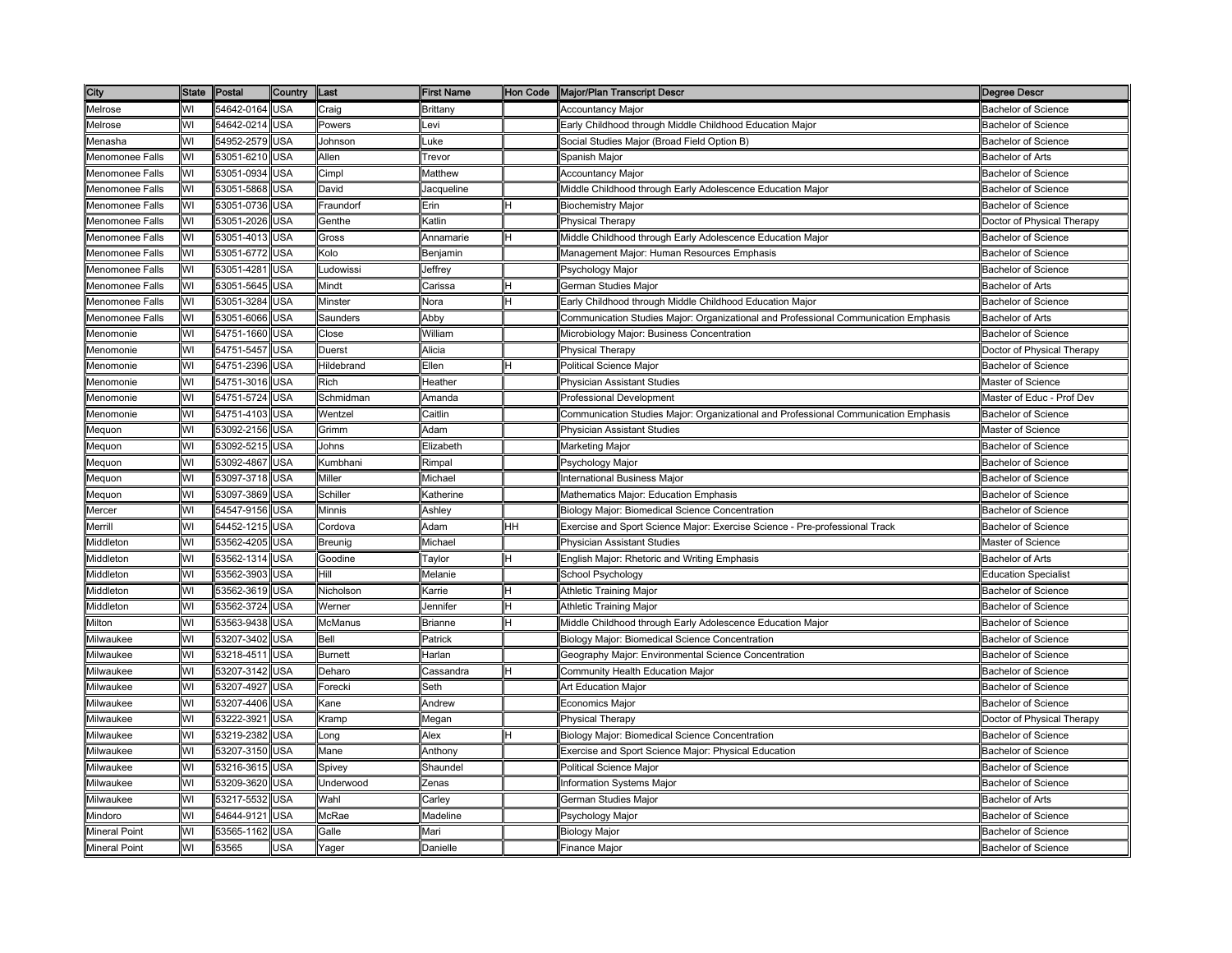| City | State | Postal | Country | Last | First Name | Hon Code | Major/Plan Transcript Descr | Degree Descr |
|---|---|---|---|---|---|---|---|---|
| Melrose | WI | 54642-0164 | USA | Craig | Brittany | | Accountancy Major | Bachelor of Science |
| Melrose | WI | 54642-0214 | USA | Powers | Levi | | Early Childhood through Middle Childhood Education Major | Bachelor of Science |
| Menasha | WI | 54952-2579 | USA | Johnson | Luke | | Social Studies Major (Broad Field Option B) | Bachelor of Science |
| Menomonee Falls | WI | 53051-6210 | USA | Allen | Trevor | | Spanish Major | Bachelor of Arts |
| Menomonee Falls | WI | 53051-0934 | USA | Cimpl | Matthew | | Accountancy Major | Bachelor of Science |
| Menomonee Falls | WI | 53051-5868 | USA | David | Jacqueline | | Middle Childhood through Early Adolescence Education Major | Bachelor of Science |
| Menomonee Falls | WI | 53051-0736 | USA | Fraundorf | Erin | H | Biochemistry Major | Bachelor of Science |
| Menomonee Falls | WI | 53051-2026 | USA | Genthe | Katlin | | Physical Therapy | Doctor of Physical Therapy |
| Menomonee Falls | WI | 53051-4013 | USA | Gross | Annamarie | H | Middle Childhood through Early Adolescence Education Major | Bachelor of Science |
| Menomonee Falls | WI | 53051-6772 | USA | Kolo | Benjamin | | Management Major: Human Resources Emphasis | Bachelor of Science |
| Menomonee Falls | WI | 53051-4281 | USA | Ludowissi | Jeffrey | | Psychology Major | Bachelor of Science |
| Menomonee Falls | WI | 53051-5645 | USA | Mindt | Carissa | H | German Studies Major | Bachelor of Arts |
| Menomonee Falls | WI | 53051-3284 | USA | Minster | Nora | H | Early Childhood through Middle Childhood Education Major | Bachelor of Science |
| Menomonee Falls | WI | 53051-6066 | USA | Saunders | Abby | | Communication Studies Major: Organizational and Professional Communication Emphasis | Bachelor of Arts |
| Menomonie | WI | 54751-1660 | USA | Close | William | | Microbiology Major: Business Concentration | Bachelor of Science |
| Menomonie | WI | 54751-5457 | USA | Duerst | Alicia | | Physical Therapy | Doctor of Physical Therapy |
| Menomonie | WI | 54751-2396 | USA | Hildebrand | Ellen | H | Political Science Major | Bachelor of Science |
| Menomonie | WI | 54751-3016 | USA | Rich | Heather | | Physician Assistant Studies | Master of Science |
| Menomonie | WI | 54751-5724 | USA | Schmidman | Amanda | | Professional Development | Master of Educ - Prof Dev |
| Menomonie | WI | 54751-4103 | USA | Wentzel | Caitlin | | Communication Studies Major: Organizational and Professional Communication Emphasis | Bachelor of Science |
| Mequon | WI | 53092-2156 | USA | Grimm | Adam | | Physician Assistant Studies | Master of Science |
| Mequon | WI | 53092-5215 | USA | Johns | Elizabeth | | Marketing Major | Bachelor of Science |
| Mequon | WI | 53092-4867 | USA | Kumbhani | Rimpal | | Psychology Major | Bachelor of Science |
| Mequon | WI | 53097-3718 | USA | Miller | Michael | | International Business Major | Bachelor of Science |
| Mequon | WI | 53097-3869 | USA | Schiller | Katherine | | Mathematics Major: Education Emphasis | Bachelor of Science |
| Mercer | WI | 54547-9156 | USA | Minnis | Ashley | | Biology Major: Biomedical Science Concentration | Bachelor of Science |
| Merrill | WI | 54452-1215 | USA | Cordova | Adam | HH | Exercise and Sport Science Major: Exercise Science - Pre-professional Track | Bachelor of Science |
| Middleton | WI | 53562-4205 | USA | Breunig | Michael | | Physician Assistant Studies | Master of Science |
| Middleton | WI | 53562-1314 | USA | Goodine | Taylor | H | English Major: Rhetoric and Writing Emphasis | Bachelor of Arts |
| Middleton | WI | 53562-3903 | USA | Hill | Melanie | | School Psychology | Education Specialist |
| Middleton | WI | 53562-3619 | USA | Nicholson | Karrie | H | Athletic Training Major | Bachelor of Science |
| Middleton | WI | 53562-3724 | USA | Werner | Jennifer | H | Athletic Training Major | Bachelor of Science |
| Milton | WI | 53563-9438 | USA | McManus | Brianne | H | Middle Childhood through Early Adolescence Education Major | Bachelor of Science |
| Milwaukee | WI | 53207-3402 | USA | Bell | Patrick | | Biology Major: Biomedical Science Concentration | Bachelor of Science |
| Milwaukee | WI | 53218-4511 | USA | Burnett | Harlan | | Geography Major: Environmental Science Concentration | Bachelor of Science |
| Milwaukee | WI | 53207-3142 | USA | Deharo | Cassandra | H | Community Health Education Major | Bachelor of Science |
| Milwaukee | WI | 53207-4927 | USA | Forecki | Seth | | Art Education Major | Bachelor of Science |
| Milwaukee | WI | 53207-4406 | USA | Kane | Andrew | | Economics Major | Bachelor of Science |
| Milwaukee | WI | 53222-3921 | USA | Kramp | Megan | | Physical Therapy | Doctor of Physical Therapy |
| Milwaukee | WI | 53219-2382 | USA | Long | Alex | H | Biology Major: Biomedical Science Concentration | Bachelor of Science |
| Milwaukee | WI | 53207-3150 | USA | Mane | Anthony | | Exercise and Sport Science Major: Physical Education | Bachelor of Science |
| Milwaukee | WI | 53216-3615 | USA | Spivey | Shaundel | | Political Science Major | Bachelor of Science |
| Milwaukee | WI | 53209-3620 | USA | Underwood | Zenas | | Information Systems Major | Bachelor of Science |
| Milwaukee | WI | 53217-5532 | USA | Wahl | Carley | | German Studies Major | Bachelor of Arts |
| Mindoro | WI | 54644-9121 | USA | McRae | Madeline | | Psychology Major | Bachelor of Science |
| Mineral Point | WI | 53565-1162 | USA | Galle | Mari | | Biology Major | Bachelor of Science |
| Mineral Point | WI | 53565 | USA | Yager | Danielle | | Finance Major | Bachelor of Science |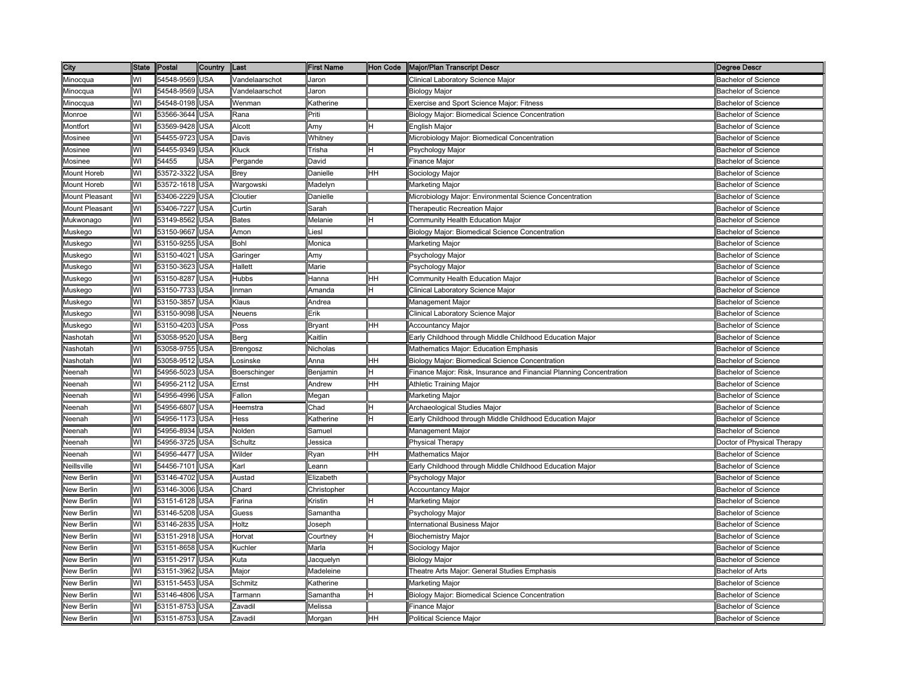| City | State | Postal | Country | Last | First Name | Hon Code | Major/Plan Transcript Descr | Degree Descr |
|---|---|---|---|---|---|---|---|---|
| Minocqua | WI | 54548-9569 | USA | Vandelaarschot | Jaron | | Clinical Laboratory Science Major | Bachelor of Science |
| Minocqua | WI | 54548-9569 | USA | Vandelaarschot | Jaron | | Biology Major | Bachelor of Science |
| Minocqua | WI | 54548-0198 | USA | Wenman | Katherine | | Exercise and Sport Science Major: Fitness | Bachelor of Science |
| Monroe | WI | 53566-3644 | USA | Rana | Priti | | Biology Major: Biomedical Science Concentration | Bachelor of Science |
| Montfort | WI | 53569-9428 | USA | Alcott | Amy | H | English Major | Bachelor of Science |
| Mosinee | WI | 54455-9723 | USA | Davis | Whitney | | Microbiology Major: Biomedical Concentration | Bachelor of Science |
| Mosinee | WI | 54455-9349 | USA | Kluck | Trisha | H | Psychology Major | Bachelor of Science |
| Mosinee | WI | 54455 | USA | Pergande | David | | Finance Major | Bachelor of Science |
| Mount Horeb | WI | 53572-3322 | USA | Brey | Danielle | HH | Sociology Major | Bachelor of Science |
| Mount Horeb | WI | 53572-1618 | USA | Wargowski | Madelyn | | Marketing Major | Bachelor of Science |
| Mount Pleasant | WI | 53406-2229 | USA | Cloutier | Danielle | | Microbiology Major: Environmental Science Concentration | Bachelor of Science |
| Mount Pleasant | WI | 53406-7227 | USA | Curtin | Sarah | | Therapeutic Recreation Major | Bachelor of Science |
| Mukwonago | WI | 53149-8562 | USA | Bates | Melanie | H | Community Health Education Major | Bachelor of Science |
| Muskego | WI | 53150-9667 | USA | Amon | Liesl | | Biology Major: Biomedical Science Concentration | Bachelor of Science |
| Muskego | WI | 53150-9255 | USA | Bohl | Monica | | Marketing Major | Bachelor of Science |
| Muskego | WI | 53150-4021 | USA | Garinger | Amy | | Psychology Major | Bachelor of Science |
| Muskego | WI | 53150-3623 | USA | Hallett | Marie | | Psychology Major | Bachelor of Science |
| Muskego | WI | 53150-8287 | USA | Hubbs | Hanna | HH | Community Health Education Major | Bachelor of Science |
| Muskego | WI | 53150-7733 | USA | Inman | Amanda | H | Clinical Laboratory Science Major | Bachelor of Science |
| Muskego | WI | 53150-3857 | USA | Klaus | Andrea | | Management Major | Bachelor of Science |
| Muskego | WI | 53150-9098 | USA | Neuens | Erik | | Clinical Laboratory Science Major | Bachelor of Science |
| Muskego | WI | 53150-4203 | USA | Poss | Bryant | HH | Accountancy Major | Bachelor of Science |
| Nashotah | WI | 53058-9520 | USA | Berg | Kaitlin | | Early Childhood through Middle Childhood Education Major | Bachelor of Science |
| Nashotah | WI | 53058-9755 | USA | Brengosz | Nicholas | | Mathematics Major: Education Emphasis | Bachelor of Science |
| Nashotah | WI | 53058-9512 | USA | Losinske | Anna | HH | Biology Major: Biomedical Science Concentration | Bachelor of Science |
| Neenah | WI | 54956-5023 | USA | Boerschinger | Benjamin | H | Finance Major: Risk, Insurance and Financial Planning Concentration | Bachelor of Science |
| Neenah | WI | 54956-2112 | USA | Ernst | Andrew | HH | Athletic Training Major | Bachelor of Science |
| Neenah | WI | 54956-4996 | USA | Fallon | Megan | | Marketing Major | Bachelor of Science |
| Neenah | WI | 54956-6807 | USA | Heemstra | Chad | H | Archaeological Studies Major | Bachelor of Science |
| Neenah | WI | 54956-1173 | USA | Hess | Katherine | H | Early Childhood through Middle Childhood Education Major | Bachelor of Science |
| Neenah | WI | 54956-8934 | USA | Nolden | Samuel | | Management Major | Bachelor of Science |
| Neenah | WI | 54956-3725 | USA | Schultz | Jessica | | Physical Therapy | Doctor of Physical Therapy |
| Neenah | WI | 54956-4477 | USA | Wilder | Ryan | HH | Mathematics Major | Bachelor of Science |
| Neillsville | WI | 54456-7101 | USA | Karl | Leann | | Early Childhood through Middle Childhood Education Major | Bachelor of Science |
| New Berlin | WI | 53146-4702 | USA | Austad | Elizabeth | | Psychology Major | Bachelor of Science |
| New Berlin | WI | 53146-3006 | USA | Chard | Christopher | | Accountancy Major | Bachelor of Science |
| New Berlin | WI | 53151-6128 | USA | Farina | Kristin | H | Marketing Major | Bachelor of Science |
| New Berlin | WI | 53146-5208 | USA | Guess | Samantha | | Psychology Major | Bachelor of Science |
| New Berlin | WI | 53146-2835 | USA | Holtz | Joseph | | International Business Major | Bachelor of Science |
| New Berlin | WI | 53151-2918 | USA | Horvat | Courtney | H | Biochemistry Major | Bachelor of Science |
| New Berlin | WI | 53151-8658 | USA | Kuchler | Marla | H | Sociology Major | Bachelor of Science |
| New Berlin | WI | 53151-2917 | USA | Kuta | Jacquelyn | | Biology Major | Bachelor of Science |
| New Berlin | WI | 53151-3962 | USA | Major | Madeleine | | Theatre Arts Major: General Studies Emphasis | Bachelor of Arts |
| New Berlin | WI | 53151-5453 | USA | Schmitz | Katherine | | Marketing Major | Bachelor of Science |
| New Berlin | WI | 53146-4806 | USA | Tarmann | Samantha | H | Biology Major: Biomedical Science Concentration | Bachelor of Science |
| New Berlin | WI | 53151-8753 | USA | Zavadil | Melissa | | Finance Major | Bachelor of Science |
| New Berlin | WI | 53151-8753 | USA | Zavadil | Morgan | HH | Political Science Major | Bachelor of Science |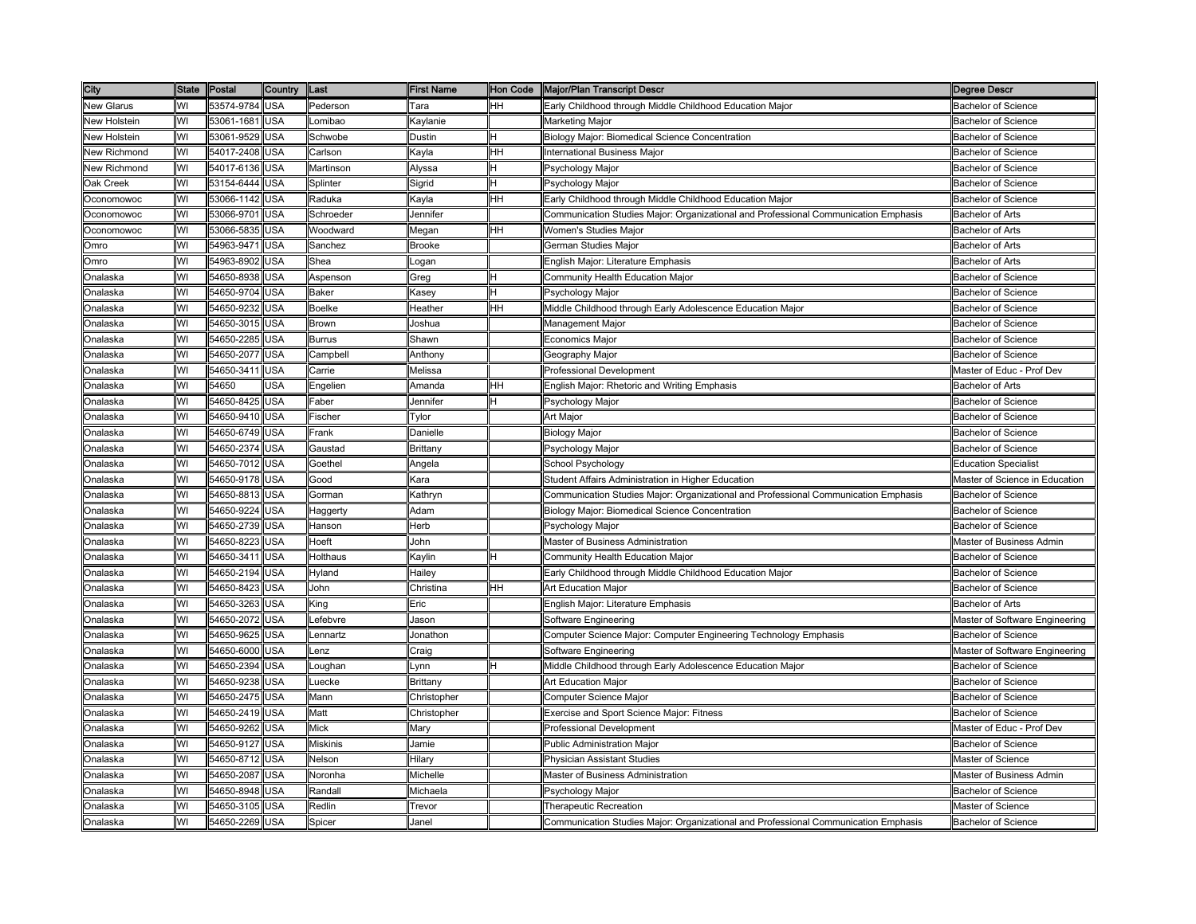| City | State | Postal | Country | Last | First Name | Hon Code | Major/Plan Transcript Descr | Degree Descr |
|---|---|---|---|---|---|---|---|---|
| New Glarus | WI | 53574-9784 | USA | Pederson | Tara | HH | Early Childhood through Middle Childhood Education Major | Bachelor of Science |
| New Holstein | WI | 53061-1681 | USA | Lomibao | Kaylanie | | Marketing Major | Bachelor of Science |
| New Holstein | WI | 53061-9529 | USA | Schwobe | Dustin | H | Biology Major: Biomedical Science Concentration | Bachelor of Science |
| New Richmond | WI | 54017-2408 | USA | Carlson | Kayla | HH | International Business Major | Bachelor of Science |
| New Richmond | WI | 54017-6136 | USA | Martinson | Alyssa | H | Psychology Major | Bachelor of Science |
| Oak Creek | WI | 53154-6444 | USA | Splinter | Sigrid | H | Psychology Major | Bachelor of Science |
| Oconomowoc | WI | 53066-1142 | USA | Raduka | Kayla | HH | Early Childhood through Middle Childhood Education Major | Bachelor of Science |
| Oconomowoc | WI | 53066-9701 | USA | Schroeder | Jennifer | | Communication Studies Major: Organizational and Professional Communication Emphasis | Bachelor of Arts |
| Oconomowoc | WI | 53066-5835 | USA | Woodward | Megan | HH | Women's Studies Major | Bachelor of Arts |
| Omro | WI | 54963-9471 | USA | Sanchez | Brooke | | German Studies Major | Bachelor of Arts |
| Omro | WI | 54963-8902 | USA | Shea | Logan | | English Major: Literature Emphasis | Bachelor of Arts |
| Onalaska | WI | 54650-8938 | USA | Aspenson | Greg | H | Community Health Education Major | Bachelor of Science |
| Onalaska | WI | 54650-9704 | USA | Baker | Kasey | H | Psychology Major | Bachelor of Science |
| Onalaska | WI | 54650-9232 | USA | Boelke | Heather | HH | Middle Childhood through Early Adolescence Education Major | Bachelor of Science |
| Onalaska | WI | 54650-3015 | USA | Brown | Joshua | | Management Major | Bachelor of Science |
| Onalaska | WI | 54650-2285 | USA | Burrus | Shawn | | Economics Major | Bachelor of Science |
| Onalaska | WI | 54650-2077 | USA | Campbell | Anthony | | Geography Major | Bachelor of Science |
| Onalaska | WI | 54650-3411 | USA | Carrie | Melissa | | Professional Development | Master of Educ - Prof Dev |
| Onalaska | WI | 54650 | USA | Engelien | Amanda | HH | English Major: Rhetoric and Writing Emphasis | Bachelor of Arts |
| Onalaska | WI | 54650-8425 | USA | Faber | Jennifer | H | Psychology Major | Bachelor of Science |
| Onalaska | WI | 54650-9410 | USA | Fischer | Tylor | | Art Major | Bachelor of Science |
| Onalaska | WI | 54650-6749 | USA | Frank | Danielle | | Biology Major | Bachelor of Science |
| Onalaska | WI | 54650-2374 | USA | Gaustad | Brittany | | Psychology Major | Bachelor of Science |
| Onalaska | WI | 54650-7012 | USA | Goethel | Angela | | School Psychology | Education Specialist |
| Onalaska | WI | 54650-9178 | USA | Good | Kara | | Student Affairs Administration in Higher Education | Master of Science in Education |
| Onalaska | WI | 54650-8813 | USA | Gorman | Kathryn | | Communication Studies Major: Organizational and Professional Communication Emphasis | Bachelor of Science |
| Onalaska | WI | 54650-9224 | USA | Haggerty | Adam | | Biology Major: Biomedical Science Concentration | Bachelor of Science |
| Onalaska | WI | 54650-2739 | USA | Hanson | Herb | | Psychology Major | Bachelor of Science |
| Onalaska | WI | 54650-8223 | USA | Hoeft | John | | Master of Business Administration | Master of Business Admin |
| Onalaska | WI | 54650-3411 | USA | Holthaus | Kaylin | H | Community Health Education Major | Bachelor of Science |
| Onalaska | WI | 54650-2194 | USA | Hyland | Hailey | | Early Childhood through Middle Childhood Education Major | Bachelor of Science |
| Onalaska | WI | 54650-8423 | USA | John | Christina | HH | Art Education Major | Bachelor of Science |
| Onalaska | WI | 54650-3263 | USA | King | Eric | | English Major: Literature Emphasis | Bachelor of Arts |
| Onalaska | WI | 54650-2072 | USA | Lefebvre | Jason | | Software Engineering | Master of Software Engineering |
| Onalaska | WI | 54650-9625 | USA | Lennartz | Jonathon | | Computer Science Major: Computer Engineering Technology Emphasis | Bachelor of Science |
| Onalaska | WI | 54650-6000 | USA | Lenz | Craig | | Software Engineering | Master of Software Engineering |
| Onalaska | WI | 54650-2394 | USA | Loughan | Lynn | H | Middle Childhood through Early Adolescence Education Major | Bachelor of Science |
| Onalaska | WI | 54650-9238 | USA | Luecke | Brittany | | Art Education Major | Bachelor of Science |
| Onalaska | WI | 54650-2475 | USA | Mann | Christopher | | Computer Science Major | Bachelor of Science |
| Onalaska | WI | 54650-2419 | USA | Matt | Christopher | | Exercise and Sport Science Major: Fitness | Bachelor of Science |
| Onalaska | WI | 54650-9262 | USA | Mick | Mary | | Professional Development | Master of Educ - Prof Dev |
| Onalaska | WI | 54650-9127 | USA | Miskinis | Jamie | | Public Administration Major | Bachelor of Science |
| Onalaska | WI | 54650-8712 | USA | Nelson | Hilary | | Physician Assistant Studies | Master of Science |
| Onalaska | WI | 54650-2087 | USA | Noronha | Michelle | | Master of Business Administration | Master of Business Admin |
| Onalaska | WI | 54650-8948 | USA | Randall | Michaela | | Psychology Major | Bachelor of Science |
| Onalaska | WI | 54650-3105 | USA | Redlin | Trevor | | Therapeutic Recreation | Master of Science |
| Onalaska | WI | 54650-2269 | USA | Spicer | Janel | | Communication Studies Major: Organizational and Professional Communication Emphasis | Bachelor of Science |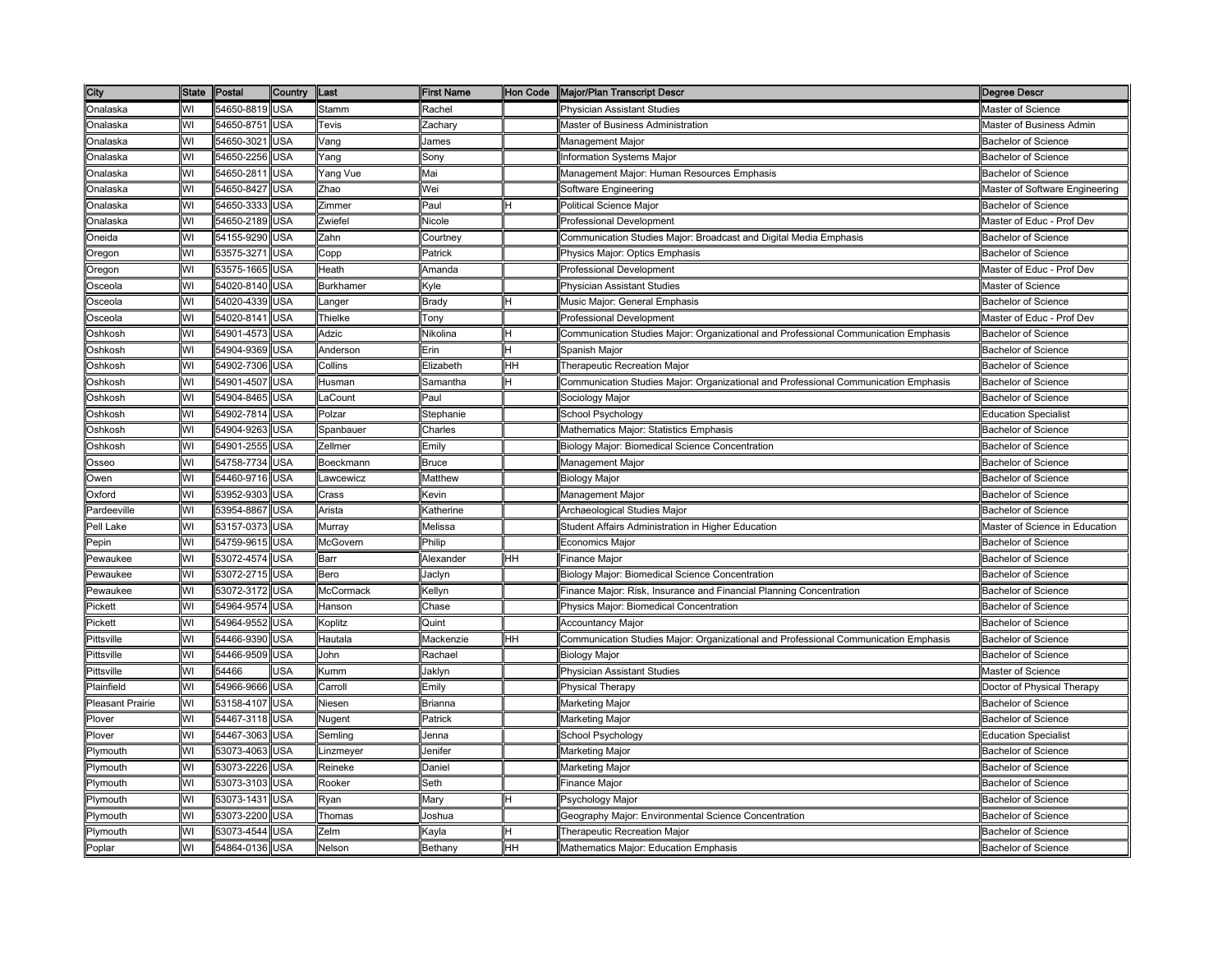| City | State | Postal | Country | Last | First Name | Hon Code | Major/Plan Transcript Descr | Degree Descr |
|---|---|---|---|---|---|---|---|---|
| Onalaska | WI | 54650-8819 | USA | Stamm | Rachel | | Physician Assistant Studies | Master of Science |
| Onalaska | WI | 54650-8751 | USA | Tevis | Zachary | | Master of Business Administration | Master of Business Admin |
| Onalaska | WI | 54650-3021 | USA | Vang | James | | Management Major | Bachelor of Science |
| Onalaska | WI | 54650-2256 | USA | Yang | Sony | | Information Systems Major | Bachelor of Science |
| Onalaska | WI | 54650-2811 | USA | Yang Vue | Mai | | Management Major: Human Resources Emphasis | Bachelor of Science |
| Onalaska | WI | 54650-8427 | USA | Zhao | Wei | | Software Engineering | Master of Software Engineering |
| Onalaska | WI | 54650-3333 | USA | Zimmer | Paul | H | Political Science Major | Bachelor of Science |
| Onalaska | WI | 54650-2189 | USA | Zwiefel | Nicole | | Professional Development | Master of Educ - Prof Dev |
| Oneida | WI | 54155-9290 | USA | Zahn | Courtney | | Communication Studies Major: Broadcast and Digital Media Emphasis | Bachelor of Science |
| Oregon | WI | 53575-3271 | USA | Copp | Patrick | | Physics Major: Optics Emphasis | Bachelor of Science |
| Oregon | WI | 53575-1665 | USA | Heath | Amanda | | Professional Development | Master of Educ - Prof Dev |
| Osceola | WI | 54020-8140 | USA | Burkhamer | Kyle | | Physician Assistant Studies | Master of Science |
| Osceola | WI | 54020-4339 | USA | Langer | Brady | H | Music Major: General Emphasis | Bachelor of Science |
| Osceola | WI | 54020-8141 | USA | Thielke | Tony | | Professional Development | Master of Educ - Prof Dev |
| Oshkosh | WI | 54901-4573 | USA | Adzic | Nikolina | H | Communication Studies Major: Organizational and Professional Communication Emphasis | Bachelor of Science |
| Oshkosh | WI | 54904-9369 | USA | Anderson | Erin | H | Spanish Major | Bachelor of Science |
| Oshkosh | WI | 54902-7306 | USA | Collins | Elizabeth | HH | Therapeutic Recreation Major | Bachelor of Science |
| Oshkosh | WI | 54901-4507 | USA | Husman | Samantha | H | Communication Studies Major: Organizational and Professional Communication Emphasis | Bachelor of Science |
| Oshkosh | WI | 54904-8465 | USA | LaCount | Paul | | Sociology Major | Bachelor of Science |
| Oshkosh | WI | 54902-7814 | USA | Polzar | Stephanie | | School Psychology | Education Specialist |
| Oshkosh | WI | 54904-9263 | USA | Spanbauer | Charles | | Mathematics Major: Statistics Emphasis | Bachelor of Science |
| Oshkosh | WI | 54901-2555 | USA | Zellmer | Emily | | Biology Major: Biomedical Science Concentration | Bachelor of Science |
| Osseo | WI | 54758-7734 | USA | Boeckmann | Bruce | | Management Major | Bachelor of Science |
| Owen | WI | 54460-9716 | USA | Lawcewicz | Matthew | | Biology Major | Bachelor of Science |
| Oxford | WI | 53952-9303 | USA | Crass | Kevin | | Management Major | Bachelor of Science |
| Pardeeville | WI | 53954-8867 | USA | Arista | Katherine | | Archaeological Studies Major | Bachelor of Science |
| Pell Lake | WI | 53157-0373 | USA | Murray | Melissa | | Student Affairs Administration in Higher Education | Master of Science in Education |
| Pepin | WI | 54759-9615 | USA | McGovern | Philip | | Economics Major | Bachelor of Science |
| Pewaukee | WI | 53072-4574 | USA | Barr | Alexander | HH | Finance Major | Bachelor of Science |
| Pewaukee | WI | 53072-2715 | USA | Bero | Jaclyn | | Biology Major: Biomedical Science Concentration | Bachelor of Science |
| Pewaukee | WI | 53072-3172 | USA | McCormack | Kellyn | | Finance Major: Risk, Insurance and Financial Planning Concentration | Bachelor of Science |
| Pickett | WI | 54964-9574 | USA | Hanson | Chase | | Physics Major: Biomedical Concentration | Bachelor of Science |
| Pickett | WI | 54964-9552 | USA | Koplitz | Quint | | Accountancy Major | Bachelor of Science |
| Pittsville | WI | 54466-9390 | USA | Hautala | Mackenzie | HH | Communication Studies Major: Organizational and Professional Communication Emphasis | Bachelor of Science |
| Pittsville | WI | 54466-9509 | USA | John | Rachael | | Biology Major | Bachelor of Science |
| Pittsville | WI | 54466 | USA | Kumm | Jaklyn | | Physician Assistant Studies | Master of Science |
| Plainfield | WI | 54966-9666 | USA | Carroll | Emily | | Physical Therapy | Doctor of Physical Therapy |
| Pleasant Prairie | WI | 53158-4107 | USA | Niesen | Brianna | | Marketing Major | Bachelor of Science |
| Plover | WI | 54467-3118 | USA | Nugent | Patrick | | Marketing Major | Bachelor of Science |
| Plover | WI | 54467-3063 | USA | Semling | Jenna | | School Psychology | Education Specialist |
| Plymouth | WI | 53073-4063 | USA | Linzmeyer | Jenifer | | Marketing Major | Bachelor of Science |
| Plymouth | WI | 53073-2226 | USA | Reineke | Daniel | | Marketing Major | Bachelor of Science |
| Plymouth | WI | 53073-3103 | USA | Rooker | Seth | | Finance Major | Bachelor of Science |
| Plymouth | WI | 53073-1431 | USA | Ryan | Mary | H | Psychology Major | Bachelor of Science |
| Plymouth | WI | 53073-2200 | USA | Thomas | Joshua | | Geography Major: Environmental Science Concentration | Bachelor of Science |
| Plymouth | WI | 53073-4544 | USA | Zelm | Kayla | H | Therapeutic Recreation Major | Bachelor of Science |
| Poplar | WI | 54864-0136 | USA | Nelson | Bethany | HH | Mathematics Major: Education Emphasis | Bachelor of Science |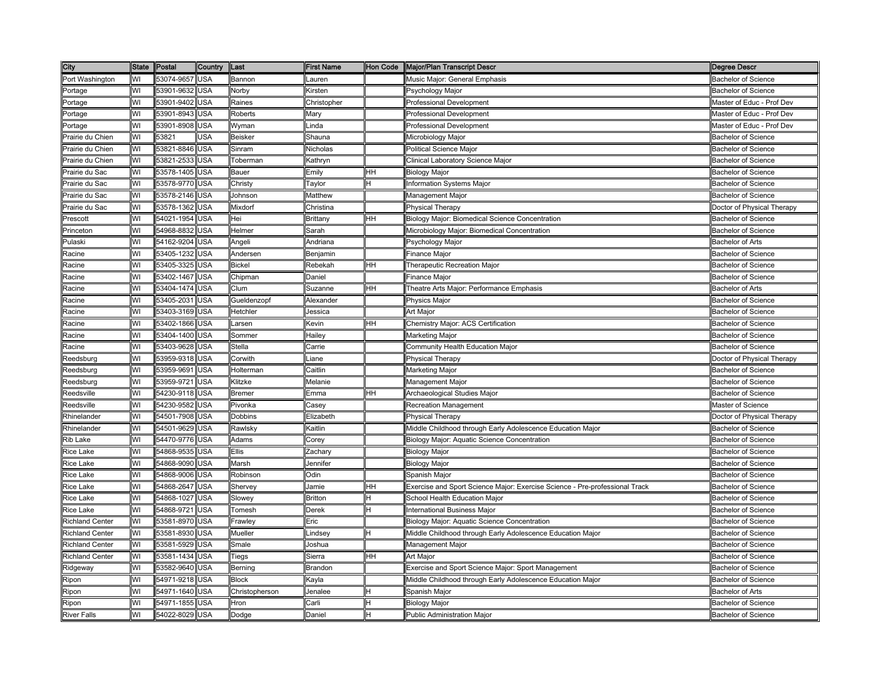| City | State | Postal | Country | Last | First Name | Hon Code | Major/Plan Transcript Descr | Degree Descr |
|---|---|---|---|---|---|---|---|---|
| Port Washington | WI | 53074-9657 | USA | Bannon | Lauren | | Music Major: General Emphasis | Bachelor of Science |
| Portage | WI | 53901-9632 | USA | Norby | Kirsten | | Psychology Major | Bachelor of Science |
| Portage | WI | 53901-9402 | USA | Raines | Christopher | | Professional Development | Master of Educ - Prof Dev |
| Portage | WI | 53901-8943 | USA | Roberts | Mary | | Professional Development | Master of Educ - Prof Dev |
| Portage | WI | 53901-8908 | USA | Wyman | Linda | | Professional Development | Master of Educ - Prof Dev |
| Prairie du Chien | WI | 53821 | USA | Beisker | Shauna | | Microbiology Major | Bachelor of Science |
| Prairie du Chien | WI | 53821-8846 | USA | Sinram | Nicholas | | Political Science Major | Bachelor of Science |
| Prairie du Chien | WI | 53821-2533 | USA | Toberman | Kathryn | | Clinical Laboratory Science Major | Bachelor of Science |
| Prairie du Sac | WI | 53578-1405 | USA | Bauer | Emily | HH | Biology Major | Bachelor of Science |
| Prairie du Sac | WI | 53578-9770 | USA | Christy | Taylor | H | Information Systems Major | Bachelor of Science |
| Prairie du Sac | WI | 53578-2146 | USA | Johnson | Matthew | | Management Major | Bachelor of Science |
| Prairie du Sac | WI | 53578-1362 | USA | Mixdorf | Christina | | Physical Therapy | Doctor of Physical Therapy |
| Prescott | WI | 54021-1954 | USA | Hei | Brittany | HH | Biology Major: Biomedical Science Concentration | Bachelor of Science |
| Princeton | WI | 54968-8832 | USA | Helmer | Sarah | | Microbiology Major: Biomedical Concentration | Bachelor of Science |
| Pulaski | WI | 54162-9204 | USA | Angeli | Andriana | | Psychology Major | Bachelor of Arts |
| Racine | WI | 53405-1232 | USA | Andersen | Benjamin | | Finance Major | Bachelor of Science |
| Racine | WI | 53405-3325 | USA | Bickel | Rebekah | HH | Therapeutic Recreation Major | Bachelor of Science |
| Racine | WI | 53402-1467 | USA | Chipman | Daniel | | Finance Major | Bachelor of Science |
| Racine | WI | 53404-1474 | USA | Clum | Suzanne | HH | Theatre Arts Major: Performance Emphasis | Bachelor of Arts |
| Racine | WI | 53405-2031 | USA | Gueldenzopf | Alexander | | Physics Major | Bachelor of Science |
| Racine | WI | 53403-3169 | USA | Hetchler | Jessica | | Art Major | Bachelor of Science |
| Racine | WI | 53402-1866 | USA | Larsen | Kevin | HH | Chemistry Major: ACS Certification | Bachelor of Science |
| Racine | WI | 53404-1400 | USA | Sommer | Hailey | | Marketing Major | Bachelor of Science |
| Racine | WI | 53403-9628 | USA | Stella | Carrie | | Community Health Education Major | Bachelor of Science |
| Reedsburg | WI | 53959-9318 | USA | Corwith | Liane | | Physical Therapy | Doctor of Physical Therapy |
| Reedsburg | WI | 53959-9691 | USA | Holterman | Caitlin | | Marketing Major | Bachelor of Science |
| Reedsburg | WI | 53959-9721 | USA | Klitzke | Melanie | | Management Major | Bachelor of Science |
| Reedsville | WI | 54230-9118 | USA | Bremer | Emma | HH | Archaeological Studies Major | Bachelor of Science |
| Reedsville | WI | 54230-9582 | USA | Pivonka | Casey | | Recreation Management | Master of Science |
| Rhinelander | WI | 54501-7908 | USA | Dobbins | Elizabeth | | Physical Therapy | Doctor of Physical Therapy |
| Rhinelander | WI | 54501-9629 | USA | Rawlsky | Kaitlin | | Middle Childhood through Early Adolescence Education Major | Bachelor of Science |
| Rib Lake | WI | 54470-9776 | USA | Adams | Corey | | Biology Major: Aquatic Science Concentration | Bachelor of Science |
| Rice Lake | WI | 54868-9535 | USA | Ellis | Zachary | | Biology Major | Bachelor of Science |
| Rice Lake | WI | 54868-9090 | USA | Marsh | Jennifer | | Biology Major | Bachelor of Science |
| Rice Lake | WI | 54868-9006 | USA | Robinson | Odin | | Spanish Major | Bachelor of Science |
| Rice Lake | WI | 54868-2647 | USA | Shervey | Jamie | HH | Exercise and Sport Science Major: Exercise Science - Pre-professional Track | Bachelor of Science |
| Rice Lake | WI | 54868-1027 | USA | Slowey | Britton | H | School Health Education Major | Bachelor of Science |
| Rice Lake | WI | 54868-9721 | USA | Tomesh | Derek | H | International Business Major | Bachelor of Science |
| Richland Center | WI | 53581-8970 | USA | Frawley | Eric | | Biology Major: Aquatic Science Concentration | Bachelor of Science |
| Richland Center | WI | 53581-8930 | USA | Mueller | Lindsey | H | Middle Childhood through Early Adolescence Education Major | Bachelor of Science |
| Richland Center | WI | 53581-5929 | USA | Smale | Joshua | | Management Major | Bachelor of Science |
| Richland Center | WI | 53581-1434 | USA | Tiegs | Sierra | HH | Art Major | Bachelor of Science |
| Ridgeway | WI | 53582-9640 | USA | Berning | Brandon | | Exercise and Sport Science Major: Sport Management | Bachelor of Science |
| Ripon | WI | 54971-9218 | USA | Block | Kayla | | Middle Childhood through Early Adolescence Education Major | Bachelor of Science |
| Ripon | WI | 54971-1640 | USA | Christopherson | Jenalee | H | Spanish Major | Bachelor of Arts |
| Ripon | WI | 54971-1855 | USA | Hron | Carli | H | Biology Major | Bachelor of Science |
| River Falls | WI | 54022-8029 | USA | Dodge | Daniel | H | Public Administration Major | Bachelor of Science |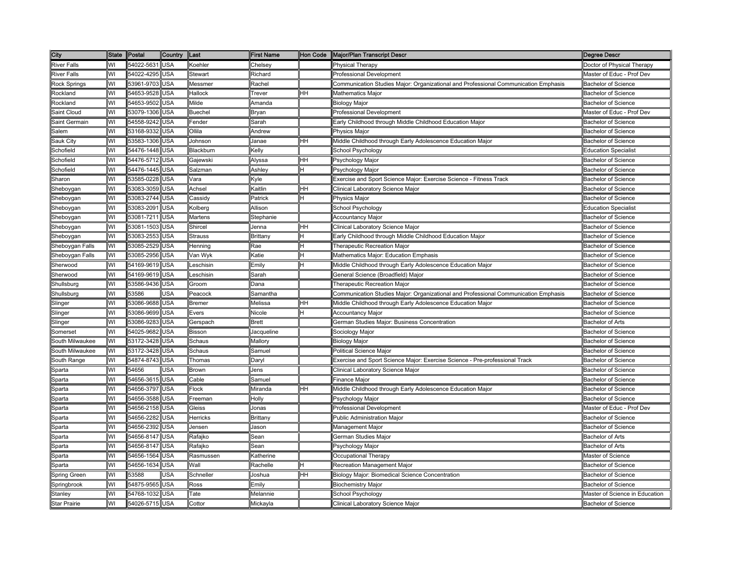| City | State | Postal | Country | Last | First Name | Hon Code | Major/Plan Transcript Descr | Degree Descr |
|---|---|---|---|---|---|---|---|---|
| River Falls | WI | 54022-5631 | USA | Koehler | Chelsey | | Physical Therapy | Doctor of Physical Therapy |
| River Falls | WI | 54022-4295 | USA | Stewart | Richard | | Professional Development | Master of Educ - Prof Dev |
| Rock Springs | WI | 53961-9703 | USA | Messmer | Rachel | | Communication Studies Major: Organizational and Professional Communication Emphasis | Bachelor of Science |
| Rockland | WI | 54653-9528 | USA | Hallock | Trever | HH | Mathematics Major | Bachelor of Science |
| Rockland | WI | 54653-9502 | USA | Milde | Amanda | | Biology Major | Bachelor of Science |
| Saint Cloud | WI | 53079-1306 | USA | Buechel | Bryan | | Professional Development | Master of Educ - Prof Dev |
| Saint Germain | WI | 54558-9242 | USA | Fender | Sarah | | Early Childhood through Middle Childhood Education Major | Bachelor of Science |
| Salem | WI | 53168-9332 | USA | Ollila | Andrew | | Physics Major | Bachelor of Science |
| Sauk City | WI | 53583-1306 | USA | Johnson | Janae | HH | Middle Childhood through Early Adolescence Education Major | Bachelor of Science |
| Schofield | WI | 54476-1448 | USA | Blackburn | Kelly | | School Psychology | Education Specialist |
| Schofield | WI | 54476-5712 | USA | Gajewski | Alyssa | HH | Psychology Major | Bachelor of Science |
| Schofield | WI | 54476-1445 | USA | Salzman | Ashley | H | Psychology Major | Bachelor of Science |
| Sharon | WI | 53585-0228 | USA | Vara | Kyle | | Exercise and Sport Science Major: Exercise Science - Fitness Track | Bachelor of Science |
| Sheboygan | WI | 53083-3059 | USA | Achsel | Kaitlin | HH | Clinical Laboratory Science Major | Bachelor of Science |
| Sheboygan | WI | 53083-2744 | USA | Cassidy | Patrick | H | Physics Major | Bachelor of Science |
| Sheboygan | WI | 53083-2091 | USA | Kolberg | Allison | | School Psychology | Education Specialist |
| Sheboygan | WI | 53081-7211 | USA | Martens | Stephanie | | Accountancy Major | Bachelor of Science |
| Sheboygan | WI | 53081-1503 | USA | Shircel | Jenna | HH | Clinical Laboratory Science Major | Bachelor of Science |
| Sheboygan | WI | 53083-2553 | USA | Strauss | Brittany | H | Early Childhood through Middle Childhood Education Major | Bachelor of Science |
| Sheboygan Falls | WI | 53085-2529 | USA | Henning | Rae | H | Therapeutic Recreation Major | Bachelor of Science |
| Sheboygan Falls | WI | 53085-2956 | USA | Van Wyk | Katie | H | Mathematics Major: Education Emphasis | Bachelor of Science |
| Sherwood | WI | 54169-9619 | USA | Leschisin | Emily | H | Middle Childhood through Early Adolescence Education Major | Bachelor of Science |
| Sherwood | WI | 54169-9619 | USA | Leschisin | Sarah | | General Science (Broadfield) Major | Bachelor of Science |
| Shullsburg | WI | 53586-9436 | USA | Groom | Dana | | Therapeutic Recreation Major | Bachelor of Science |
| Shullsburg | WI | 53586 | USA | Peacock | Samantha | | Communication Studies Major: Organizational and Professional Communication Emphasis | Bachelor of Science |
| Slinger | WI | 53086-9688 | USA | Bremer | Melissa | HH | Middle Childhood through Early Adolescence Education Major | Bachelor of Science |
| Slinger | WI | 53086-9699 | USA | Evers | Nicole | H | Accountancy Major | Bachelor of Science |
| Slinger | WI | 53086-9283 | USA | Gerspach | Brett | | German Studies Major: Business Concentration | Bachelor of Arts |
| Somerset | WI | 54025-9682 | USA | Bisson | Jacqueline | | Sociology Major | Bachelor of Science |
| South Milwaukee | WI | 53172-3428 | USA | Schaus | Mallory | | Biology Major | Bachelor of Science |
| South Milwaukee | WI | 53172-3428 | USA | Schaus | Samuel | | Political Science Major | Bachelor of Science |
| South Range | WI | 54874-8743 | USA | Thomas | Daryl | | Exercise and Sport Science Major: Exercise Science - Pre-professional Track | Bachelor of Science |
| Sparta | WI | 54656 | USA | Brown | Jens | | Clinical Laboratory Science Major | Bachelor of Science |
| Sparta | WI | 54656-3615 | USA | Cable | Samuel | | Finance Major | Bachelor of Science |
| Sparta | WI | 54656-3797 | USA | Flock | Miranda | HH | Middle Childhood through Early Adolescence Education Major | Bachelor of Science |
| Sparta | WI | 54656-3588 | USA | Freeman | Holly | | Psychology Major | Bachelor of Science |
| Sparta | WI | 54656-2158 | USA | Gleiss | Jonas | | Professional Development | Master of Educ - Prof Dev |
| Sparta | WI | 54656-2282 | USA | Herricks | Brittany | | Public Administration Major | Bachelor of Science |
| Sparta | WI | 54656-2392 | USA | Jensen | Jason | | Management Major | Bachelor of Science |
| Sparta | WI | 54656-8147 | USA | Rafajko | Sean | | German Studies Major | Bachelor of Arts |
| Sparta | WI | 54656-8147 | USA | Rafajko | Sean | | Psychology Major | Bachelor of Arts |
| Sparta | WI | 54656-1564 | USA | Rasmussen | Katherine | | Occupational Therapy | Master of Science |
| Sparta | WI | 54656-1634 | USA | Wall | Rachelle | H | Recreation Management Major | Bachelor of Science |
| Spring Green | WI | 53588 | USA | Schneller | Joshua | HH | Biology Major: Biomedical Science Concentration | Bachelor of Science |
| Springbrook | WI | 54875-9565 | USA | Ross | Emily | | Biochemistry Major | Bachelor of Science |
| Stanley | WI | 54768-1032 | USA | Tate | Melannie | | School Psychology | Master of Science in Education |
| Star Prairie | WI | 54026-5715 | USA | Cottor | Mickayla | | Clinical Laboratory Science Major | Bachelor of Science |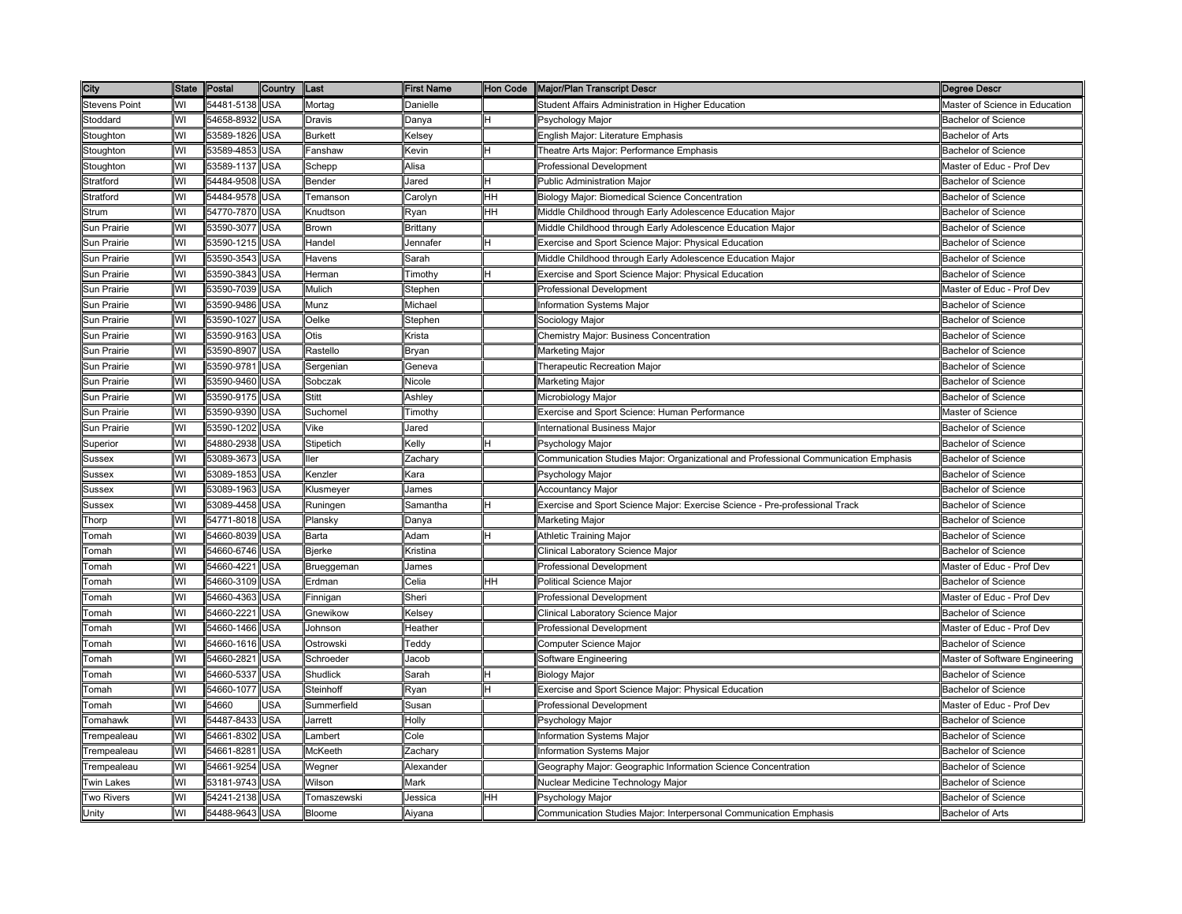| City | State | Postal | Country | Last | First Name | Hon Code | Major/Plan Transcript Descr | Degree Descr |
|---|---|---|---|---|---|---|---|---|
| Stevens Point | WI | 54481-5138 | USA | Mortag | Danielle | | Student Affairs Administration in Higher Education | Master of Science in Education |
| Stoddard | WI | 54658-8932 | USA | Dravis | Danya | H | Psychology Major | Bachelor of Science |
| Stoughton | WI | 53589-1826 | USA | Burkett | Kelsey | | English Major: Literature Emphasis | Bachelor of Arts |
| Stoughton | WI | 53589-4853 | USA | Fanshaw | Kevin | H | Theatre Arts Major: Performance Emphasis | Bachelor of Science |
| Stoughton | WI | 53589-1137 | USA | Schepp | Alisa | | Professional Development | Master of Educ - Prof Dev |
| Stratford | WI | 54484-9508 | USA | Bender | Jared | H | Public Administration Major | Bachelor of Science |
| Stratford | WI | 54484-9578 | USA | Temanson | Carolyn | HH | Biology Major: Biomedical Science Concentration | Bachelor of Science |
| Strum | WI | 54770-7870 | USA | Knudtson | Ryan | HH | Middle Childhood through Early Adolescence Education Major | Bachelor of Science |
| Sun Prairie | WI | 53590-3077 | USA | Brown | Brittany | | Middle Childhood through Early Adolescence Education Major | Bachelor of Science |
| Sun Prairie | WI | 53590-1215 | USA | Handel | Jennafer | H | Exercise and Sport Science Major: Physical Education | Bachelor of Science |
| Sun Prairie | WI | 53590-3543 | USA | Havens | Sarah | | Middle Childhood through Early Adolescence Education Major | Bachelor of Science |
| Sun Prairie | WI | 53590-3843 | USA | Herman | Timothy | H | Exercise and Sport Science Major: Physical Education | Bachelor of Science |
| Sun Prairie | WI | 53590-7039 | USA | Mulich | Stephen | | Professional Development | Master of Educ - Prof Dev |
| Sun Prairie | WI | 53590-9486 | USA | Munz | Michael | | Information Systems Major | Bachelor of Science |
| Sun Prairie | WI | 53590-1027 | USA | Oelke | Stephen | | Sociology Major | Bachelor of Science |
| Sun Prairie | WI | 53590-9163 | USA | Otis | Krista | | Chemistry Major: Business Concentration | Bachelor of Science |
| Sun Prairie | WI | 53590-8907 | USA | Rastello | Bryan | | Marketing Major | Bachelor of Science |
| Sun Prairie | WI | 53590-9781 | USA | Sergenian | Geneva | | Therapeutic Recreation Major | Bachelor of Science |
| Sun Prairie | WI | 53590-9460 | USA | Sobczak | Nicole | | Marketing Major | Bachelor of Science |
| Sun Prairie | WI | 53590-9175 | USA | Stitt | Ashley | | Microbiology Major | Bachelor of Science |
| Sun Prairie | WI | 53590-9390 | USA | Suchomel | Timothy | | Exercise and Sport Science: Human Performance | Master of Science |
| Sun Prairie | WI | 53590-1202 | USA | Vike | Jared | | International Business Major | Bachelor of Science |
| Superior | WI | 54880-2938 | USA | Stipetich | Kelly | H | Psychology Major | Bachelor of Science |
| Sussex | WI | 53089-3673 | USA | Iler | Zachary | | Communication Studies Major: Organizational and Professional Communication Emphasis | Bachelor of Science |
| Sussex | WI | 53089-1853 | USA | Kenzler | Kara | | Psychology Major | Bachelor of Science |
| Sussex | WI | 53089-1963 | USA | Klusmeyer | James | | Accountancy Major | Bachelor of Science |
| Sussex | WI | 53089-4458 | USA | Runingen | Samantha | H | Exercise and Sport Science Major: Exercise Science - Pre-professional Track | Bachelor of Science |
| Thorp | WI | 54771-8018 | USA | Plansky | Danya | | Marketing Major | Bachelor of Science |
| Tomah | WI | 54660-8039 | USA | Barta | Adam | H | Athletic Training Major | Bachelor of Science |
| Tomah | WI | 54660-6746 | USA | Bjerke | Kristina | | Clinical Laboratory Science Major | Bachelor of Science |
| Tomah | WI | 54660-4221 | USA | Brueggeman | James | | Professional Development | Master of Educ - Prof Dev |
| Tomah | WI | 54660-3109 | USA | Erdman | Celia | HH | Political Science Major | Bachelor of Science |
| Tomah | WI | 54660-4363 | USA | Finnigan | Sheri | | Professional Development | Master of Educ - Prof Dev |
| Tomah | WI | 54660-2221 | USA | Gnewikow | Kelsey | | Clinical Laboratory Science Major | Bachelor of Science |
| Tomah | WI | 54660-1466 | USA | Johnson | Heather | | Professional Development | Master of Educ - Prof Dev |
| Tomah | WI | 54660-1616 | USA | Ostrowski | Teddy | | Computer Science Major | Bachelor of Science |
| Tomah | WI | 54660-2821 | USA | Schroeder | Jacob | | Software Engineering | Master of Software Engineering |
| Tomah | WI | 54660-5337 | USA | Shudlick | Sarah | H | Biology Major | Bachelor of Science |
| Tomah | WI | 54660-1077 | USA | Steinhoff | Ryan | H | Exercise and Sport Science Major: Physical Education | Bachelor of Science |
| Tomah | WI | 54660 | USA | Summerfield | Susan | | Professional Development | Master of Educ - Prof Dev |
| Tomahawk | WI | 54487-8433 | USA | Jarrett | Holly | | Psychology Major | Bachelor of Science |
| Trempealeau | WI | 54661-8302 | USA | Lambert | Cole | | Information Systems Major | Bachelor of Science |
| Trempealeau | WI | 54661-8281 | USA | McKeeth | Zachary | | Information Systems Major | Bachelor of Science |
| Trempealeau | WI | 54661-9254 | USA | Wegner | Alexander | | Geography Major: Geographic Information Science Concentration | Bachelor of Science |
| Twin Lakes | WI | 53181-9743 | USA | Wilson | Mark | | Nuclear Medicine Technology Major | Bachelor of Science |
| Two Rivers | WI | 54241-2138 | USA | Tomaszewski | Jessica | HH | Psychology Major | Bachelor of Science |
| Unity | WI | 54488-9643 | USA | Bloome | Aiyana | | Communication Studies Major: Interpersonal Communication Emphasis | Bachelor of Arts |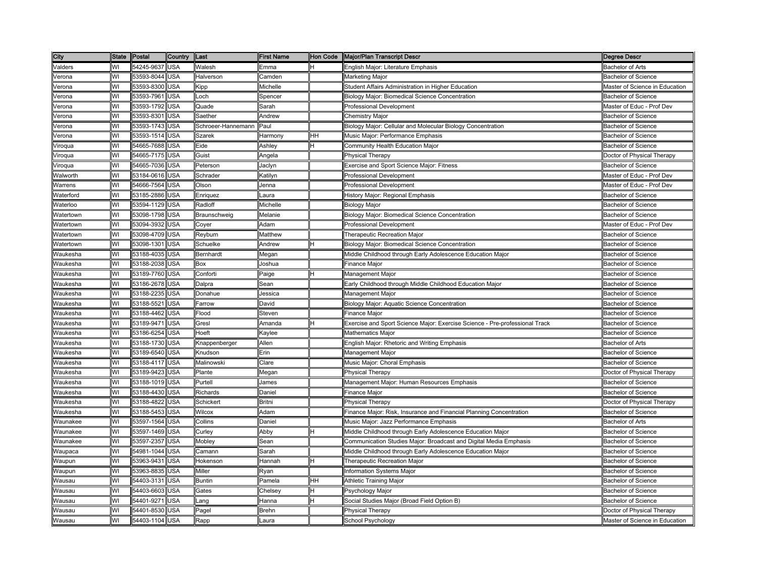| City | State | Postal | Country | Last | First Name | Hon Code | Major/Plan Transcript Descr | Degree Descr |
|---|---|---|---|---|---|---|---|---|
| Valders | WI | 54245-9637 | USA | Walesh | Emma | H | English Major: Literature Emphasis | Bachelor of Arts |
| Verona | WI | 53593-8044 | USA | Halverson | Camden | | Marketing Major | Bachelor of Science |
| Verona | WI | 53593-8300 | USA | Kipp | Michelle | | Student Affairs Administration in Higher Education | Master of Science in Education |
| Verona | WI | 53593-7961 | USA | Loch | Spencer | | Biology Major: Biomedical Science Concentration | Bachelor of Science |
| Verona | WI | 53593-1792 | USA | Quade | Sarah | | Professional Development | Master of Educ - Prof Dev |
| Verona | WI | 53593-8301 | USA | Saether | Andrew | | Chemistry Major | Bachelor of Science |
| Verona | WI | 53593-1743 | USA | Schroeer-Hannemann | Paul | | Biology Major: Cellular and Molecular Biology Concentration | Bachelor of Science |
| Verona | WI | 53593-1514 | USA | Szarek | Harmony | HH | Music Major: Performance Emphasis | Bachelor of Science |
| Viroqua | WI | 54665-7688 | USA | Eide | Ashley | H | Community Health Education Major | Bachelor of Science |
| Viroqua | WI | 54665-7175 | USA | Guist | Angela | | Physical Therapy | Doctor of Physical Therapy |
| Viroqua | WI | 54665-7036 | USA | Peterson | Jaclyn | | Exercise and Sport Science Major: Fitness | Bachelor of Science |
| Walworth | WI | 53184-0616 | USA | Schrader | Katilyn | | Professional Development | Master of Educ - Prof Dev |
| Warrens | WI | 54666-7564 | USA | Olson | Jenna | | Professional Development | Master of Educ - Prof Dev |
| Waterford | WI | 53185-2886 | USA | Enriquez | Laura | | History Major: Regional Emphasis | Bachelor of Science |
| Waterloo | WI | 53594-1129 | USA | Radloff | Michelle | | Biology Major | Bachelor of Science |
| Watertown | WI | 53098-1798 | USA | Braunschweig | Melanie | | Biology Major: Biomedical Science Concentration | Bachelor of Science |
| Watertown | WI | 53094-3932 | USA | Coyer | Adam | | Professional Development | Master of Educ - Prof Dev |
| Watertown | WI | 53098-4709 | USA | Reyburn | Matthew | | Therapeutic Recreation Major | Bachelor of Science |
| Watertown | WI | 53098-1301 | USA | Schuelke | Andrew | H | Biology Major: Biomedical Science Concentration | Bachelor of Science |
| Waukesha | WI | 53188-4035 | USA | Bernhardt | Megan | | Middle Childhood through Early Adolescence Education Major | Bachelor of Science |
| Waukesha | WI | 53188-2038 | USA | Box | Joshua | | Finance Major | Bachelor of Science |
| Waukesha | WI | 53189-7760 | USA | Conforti | Paige | H | Management Major | Bachelor of Science |
| Waukesha | WI | 53186-2678 | USA | Dalpra | Sean | | Early Childhood through Middle Childhood Education Major | Bachelor of Science |
| Waukesha | WI | 53188-2235 | USA | Donahue | Jessica | | Management Major | Bachelor of Science |
| Waukesha | WI | 53188-5521 | USA | Farrow | David | | Biology Major: Aquatic Science Concentration | Bachelor of Science |
| Waukesha | WI | 53188-4462 | USA | Flood | Steven | | Finance Major | Bachelor of Science |
| Waukesha | WI | 53189-9471 | USA | Gresl | Amanda | H | Exercise and Sport Science Major: Exercise Science - Pre-professional Track | Bachelor of Science |
| Waukesha | WI | 53186-6254 | USA | Hoeft | Kaylee | | Mathematics Major | Bachelor of Science |
| Waukesha | WI | 53188-1730 | USA | Knappenberger | Allen | | English Major: Rhetoric and Writing Emphasis | Bachelor of Arts |
| Waukesha | WI | 53189-6540 | USA | Knudson | Erin | | Management Major | Bachelor of Science |
| Waukesha | WI | 53188-4117 | USA | Malinowski | Clare | | Music Major: Choral Emphasis | Bachelor of Science |
| Waukesha | WI | 53189-9423 | USA | Plante | Megan | | Physical Therapy | Doctor of Physical Therapy |
| Waukesha | WI | 53188-1019 | USA | Purtell | James | | Management Major: Human Resources Emphasis | Bachelor of Science |
| Waukesha | WI | 53188-4430 | USA | Richards | Daniel | | Finance Major | Bachelor of Science |
| Waukesha | WI | 53188-4822 | USA | Schickert | Britni | | Physical Therapy | Doctor of Physical Therapy |
| Waukesha | WI | 53188-5453 | USA | Wilcox | Adam | | Finance Major: Risk, Insurance and Financial Planning Concentration | Bachelor of Science |
| Waunakee | WI | 53597-1564 | USA | Collins | Daniel | | Music Major: Jazz Performance Emphasis | Bachelor of Arts |
| Waunakee | WI | 53597-1469 | USA | Curley | Abby | H | Middle Childhood through Early Adolescence Education Major | Bachelor of Science |
| Waunakee | WI | 53597-2357 | USA | Mobley | Sean | | Communication Studies Major: Broadcast and Digital Media Emphasis | Bachelor of Science |
| Waupaca | WI | 54981-1044 | USA | Camann | Sarah | | Middle Childhood through Early Adolescence Education Major | Bachelor of Science |
| Waupun | WI | 53963-9431 | USA | Hokenson | Hannah | H | Therapeutic Recreation Major | Bachelor of Science |
| Waupun | WI | 53963-8835 | USA | Miller | Ryan | | Information Systems Major | Bachelor of Science |
| Wausau | WI | 54403-3131 | USA | Buntin | Pamela | HH | Athletic Training Major | Bachelor of Science |
| Wausau | WI | 54403-6603 | USA | Gates | Chelsey | H | Psychology Major | Bachelor of Science |
| Wausau | WI | 54401-9271 | USA | Lang | Hanna | H | Social Studies Major (Broad Field Option B) | Bachelor of Science |
| Wausau | WI | 54401-8530 | USA | Pagel | Brehn | | Physical Therapy | Doctor of Physical Therapy |
| Wausau | WI | 54403-1104 | USA | Rapp | Laura | | School Psychology | Master of Science in Education |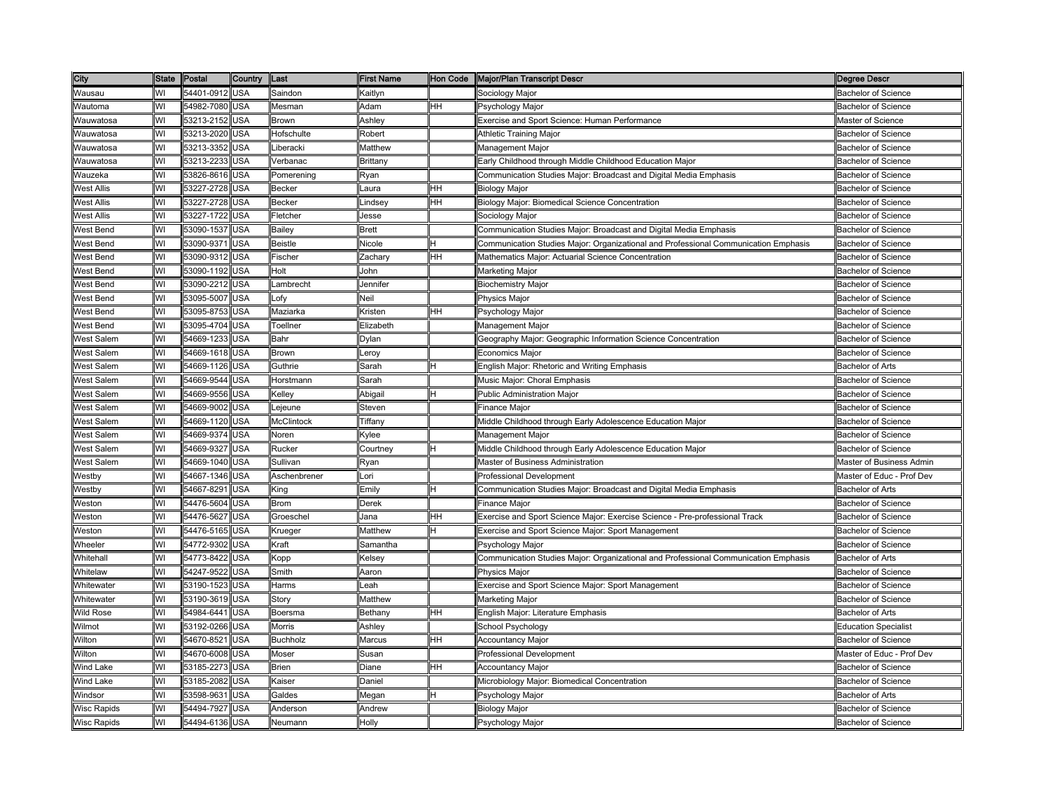| City | State | Postal | Country | Last | First Name | Hon Code | Major/Plan Transcript Descr | Degree Descr |
|---|---|---|---|---|---|---|---|---|
| Wausau | WI | 54401-0912 | USA | Saindon | Kaitlyn | | Sociology Major | Bachelor of Science |
| Wautoma | WI | 54982-7080 | USA | Mesman | Adam | HH | Psychology Major | Bachelor of Science |
| Wauwatosa | WI | 53213-2152 | USA | Brown | Ashley | | Exercise and Sport Science: Human Performance | Master of Science |
| Wauwatosa | WI | 53213-2020 | USA | Hofschulte | Robert | | Athletic Training Major | Bachelor of Science |
| Wauwatosa | WI | 53213-3352 | USA | Liberacki | Matthew | | Management Major | Bachelor of Science |
| Wauwatosa | WI | 53213-2233 | USA | Verbanac | Brittany | | Early Childhood through Middle Childhood Education Major | Bachelor of Science |
| Wauzeka | WI | 53826-8616 | USA | Pomerening | Ryan | | Communication Studies Major: Broadcast and Digital Media Emphasis | Bachelor of Science |
| West Allis | WI | 53227-2728 | USA | Becker | Laura | HH | Biology Major | Bachelor of Science |
| West Allis | WI | 53227-2728 | USA | Becker | Lindsey | HH | Biology Major: Biomedical Science Concentration | Bachelor of Science |
| West Allis | WI | 53227-1722 | USA | Fletcher | Jesse | | Sociology Major | Bachelor of Science |
| West Bend | WI | 53090-1537 | USA | Bailey | Brett | | Communication Studies Major: Broadcast and Digital Media Emphasis | Bachelor of Science |
| West Bend | WI | 53090-9371 | USA | Beistle | Nicole | H | Communication Studies Major: Organizational and Professional Communication Emphasis | Bachelor of Science |
| West Bend | WI | 53090-9312 | USA | Fischer | Zachary | HH | Mathematics Major: Actuarial Science Concentration | Bachelor of Science |
| West Bend | WI | 53090-1192 | USA | Holt | John | | Marketing Major | Bachelor of Science |
| West Bend | WI | 53090-2212 | USA | Lambrecht | Jennifer | | Biochemistry Major | Bachelor of Science |
| West Bend | WI | 53095-5007 | USA | Lofy | Neil | | Physics Major | Bachelor of Science |
| West Bend | WI | 53095-8753 | USA | Maziarka | Kristen | HH | Psychology Major | Bachelor of Science |
| West Bend | WI | 53095-4704 | USA | Toellner | Elizabeth | | Management Major | Bachelor of Science |
| West Salem | WI | 54669-1233 | USA | Bahr | Dylan | | Geography Major: Geographic Information Science Concentration | Bachelor of Science |
| West Salem | WI | 54669-1618 | USA | Brown | Leroy | | Economics Major | Bachelor of Science |
| West Salem | WI | 54669-1126 | USA | Guthrie | Sarah | H | English Major: Rhetoric and Writing Emphasis | Bachelor of Arts |
| West Salem | WI | 54669-9544 | USA | Horstmann | Sarah | | Music Major: Choral Emphasis | Bachelor of Science |
| West Salem | WI | 54669-9556 | USA | Kelley | Abigail | H | Public Administration Major | Bachelor of Science |
| West Salem | WI | 54669-9002 | USA | Lejeune | Steven | | Finance Major | Bachelor of Science |
| West Salem | WI | 54669-1120 | USA | McClintock | Tiffany | | Middle Childhood through Early Adolescence Education Major | Bachelor of Science |
| West Salem | WI | 54669-9374 | USA | Noren | Kylee | | Management Major | Bachelor of Science |
| West Salem | WI | 54669-9327 | USA | Rucker | Courtney | H | Middle Childhood through Early Adolescence Education Major | Bachelor of Science |
| West Salem | WI | 54669-1040 | USA | Sullivan | Ryan | | Master of Business Administration | Master of Business Admin |
| Westby | WI | 54667-1346 | USA | Aschenbrener | Lori | | Professional Development | Master of Educ - Prof Dev |
| Westby | WI | 54667-8291 | USA | King | Emily | H | Communication Studies Major: Broadcast and Digital Media Emphasis | Bachelor of Arts |
| Weston | WI | 54476-5604 | USA | Brom | Derek | | Finance Major | Bachelor of Science |
| Weston | WI | 54476-5627 | USA | Groeschel | Jana | HH | Exercise and Sport Science Major: Exercise Science - Pre-professional Track | Bachelor of Science |
| Weston | WI | 54476-5165 | USA | Krueger | Matthew | H | Exercise and Sport Science Major: Sport Management | Bachelor of Science |
| Wheeler | WI | 54772-9302 | USA | Kraft | Samantha | | Psychology Major | Bachelor of Science |
| Whitehall | WI | 54773-8422 | USA | Kopp | Kelsey | | Communication Studies Major: Organizational and Professional Communication Emphasis | Bachelor of Arts |
| Whitelaw | WI | 54247-9522 | USA | Smith | Aaron | | Physics Major | Bachelor of Science |
| Whitewater | WI | 53190-1523 | USA | Harms | Leah | | Exercise and Sport Science Major: Sport Management | Bachelor of Science |
| Whitewater | WI | 53190-3619 | USA | Story | Matthew | | Marketing Major | Bachelor of Science |
| Wild Rose | WI | 54984-6441 | USA | Boersma | Bethany | HH | English Major: Literature Emphasis | Bachelor of Arts |
| Wilmot | WI | 53192-0266 | USA | Morris | Ashley | | School Psychology | Education Specialist |
| Wilton | WI | 54670-8521 | USA | Buchholz | Marcus | HH | Accountancy Major | Bachelor of Science |
| Wilton | WI | 54670-6008 | USA | Moser | Susan | | Professional Development | Master of Educ - Prof Dev |
| Wind Lake | WI | 53185-2273 | USA | Brien | Diane | HH | Accountancy Major | Bachelor of Science |
| Wind Lake | WI | 53185-2082 | USA | Kaiser | Daniel | | Microbiology Major: Biomedical Concentration | Bachelor of Science |
| Windsor | WI | 53598-9631 | USA | Galdes | Megan | H | Psychology Major | Bachelor of Arts |
| Wisc Rapids | WI | 54494-7927 | USA | Anderson | Andrew | | Biology Major | Bachelor of Science |
| Wisc Rapids | WI | 54494-6136 | USA | Neumann | Holly | | Psychology Major | Bachelor of Science |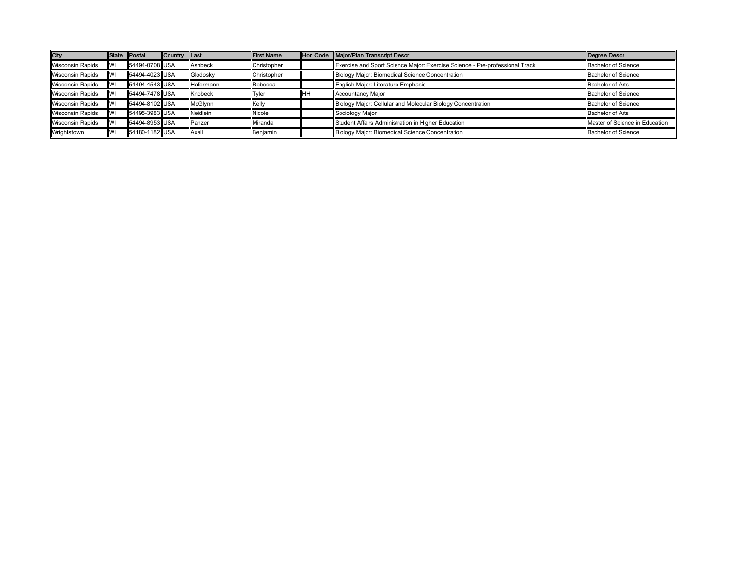| City | State | Postal | Country | Last | First Name | Hon Code | Major/Plan Transcript Descr | Degree Descr |
|---|---|---|---|---|---|---|---|---|
| Wisconsin Rapids | WI | 54494-0708 | USA | Ashbeck | Christopher | | Exercise and Sport Science Major: Exercise Science - Pre-professional Track | Bachelor of Science |
| Wisconsin Rapids | WI | 54494-4023 | USA | Glodosky | Christopher | | Biology Major: Biomedical Science Concentration | Bachelor of Science |
| Wisconsin Rapids | WI | 54494-4543 | USA | Hafermann | Rebecca | | English Major: Literature Emphasis | Bachelor of Arts |
| Wisconsin Rapids | WI | 54494-7478 | USA | Knobeck | Tyler | HH | Accountancy Major | Bachelor of Science |
| Wisconsin Rapids | WI | 54494-8102 | USA | McGlynn | Kelly | | Biology Major: Cellular and Molecular Biology Concentration | Bachelor of Science |
| Wisconsin Rapids | WI | 54495-3983 | USA | Neidlein | Nicole | | Sociology Major | Bachelor of Arts |
| Wisconsin Rapids | WI | 54494-8953 | USA | Panzer | Miranda | | Student Affairs Administration in Higher Education | Master of Science in Education |
| Wrightstown | WI | 54180-1182 | USA | Axell | Benjamin | | Biology Major: Biomedical Science Concentration | Bachelor of Science |